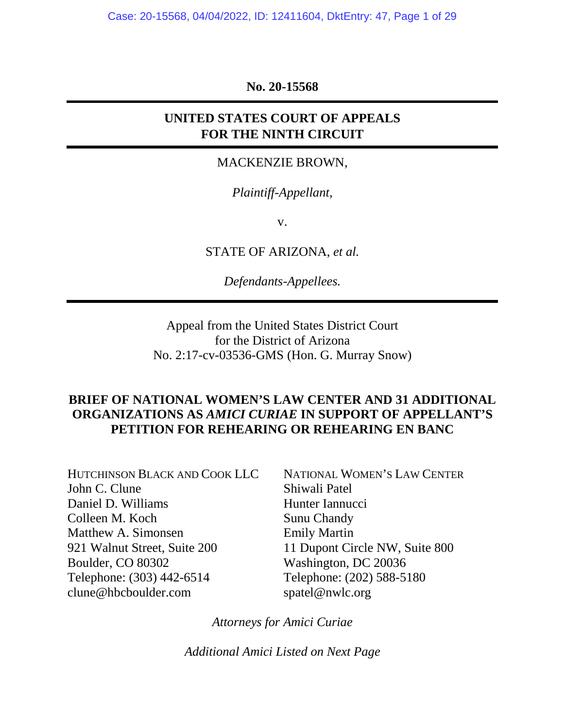No. 20-15568

# UNITED STATES COURT OF APPEALS FOR THE NINTH CIRCUIT

MACKENZIE BROWN,

*Plaintiff-Appellant,*

v.

STATE OF ARIZONA, *et al.*

*Defendants-Appellees.*

Appeal from the United States District Court
for the District of Arizona
No. 2:17-cv-03536-GMS (Hon. G. Murray Snow)

## BRIEF OF NATIONAL WOMEN'S LAW CENTER AND 31 ADDITIONAL ORGANIZATIONS AS *AMICI CURIAE* IN SUPPORT OF APPELLANT'S PETITION FOR REHEARING OR REHEARING EN BANC

HUTCHINSON BLACK AND COOK LLC
John C. Clune
Daniel D. Williams
Colleen M. Koch
Matthew A. Simonsen
921 Walnut Street, Suite 200
Boulder, CO 80302
Telephone: (303) 442-6514
clune@hbcboulder.com

NATIONAL WOMEN'S LAW CENTER
Shiwali Patel
Hunter Iannucci
Sunu Chandy
Emily Martin
11 Dupont Circle NW, Suite 800
Washington, DC 20036
Telephone: (202) 588-5180
spatel@nwlc.org

*Attorneys for Amici Curiae*

*Additional Amici Listed on Next Page*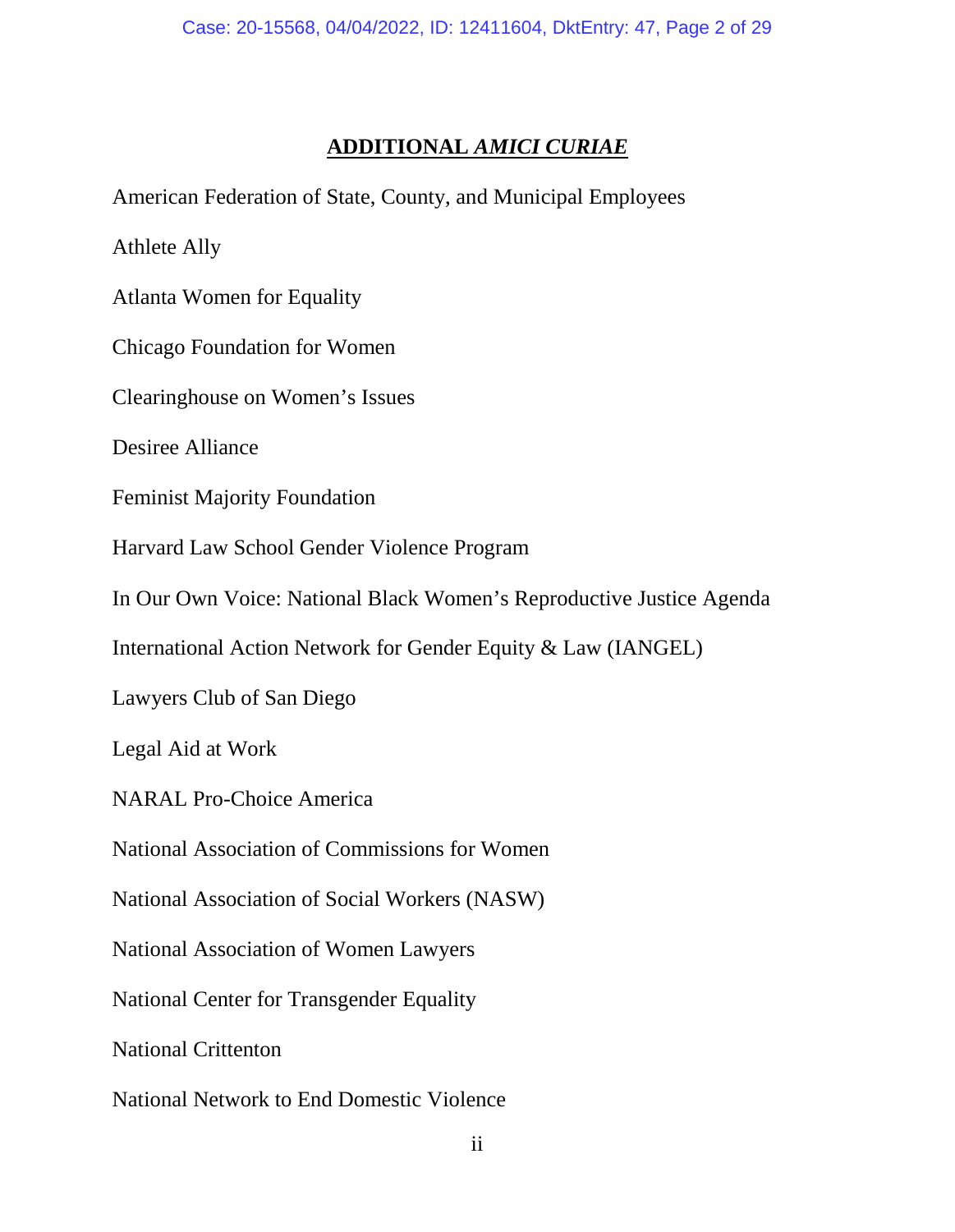## ADDITIONAL *AMICI CURIAE*

American Federation of State, County, and Municipal Employees

Athlete Ally

Atlanta Women for Equality

Chicago Foundation for Women

Clearinghouse on Women's Issues

Desiree Alliance

Feminist Majority Foundation

Harvard Law School Gender Violence Program

In Our Own Voice: National Black Women's Reproductive Justice Agenda

International Action Network for Gender Equity & Law (IANGEL)

Lawyers Club of San Diego

Legal Aid at Work

NARAL Pro-Choice America

National Association of Commissions for Women

National Association of Social Workers (NASW)

National Association of Women Lawyers

National Center for Transgender Equality

National Crittenton

National Network to End Domestic Violence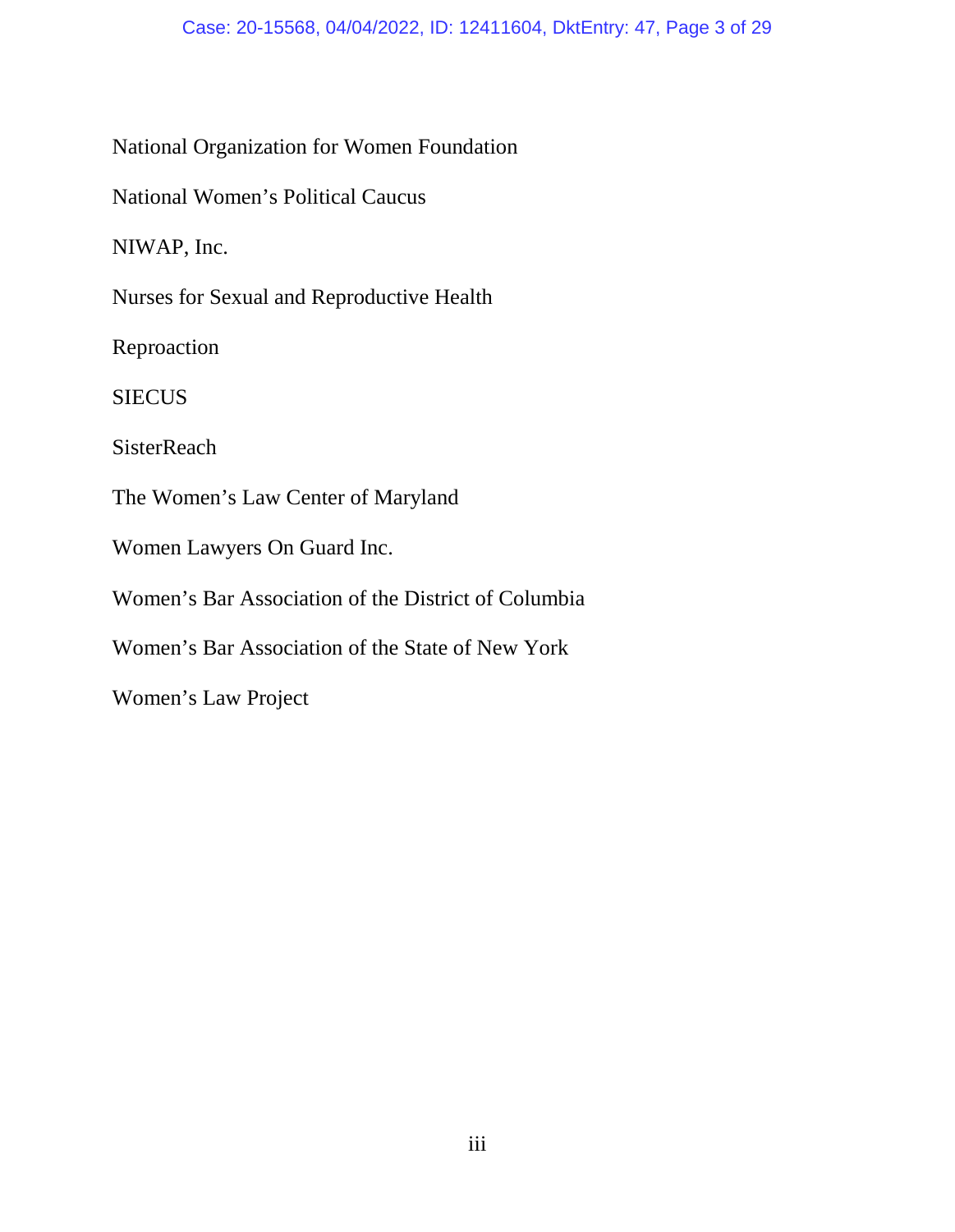National Organization for Women Foundation

National Women's Political Caucus

NIWAP, Inc.

Nurses for Sexual and Reproductive Health

Reproaction

SIECUS

SisterReach

The Women's Law Center of Maryland

Women Lawyers On Guard Inc.

Women's Bar Association of the District of Columbia

Women's Bar Association of the State of New York

Women's Law Project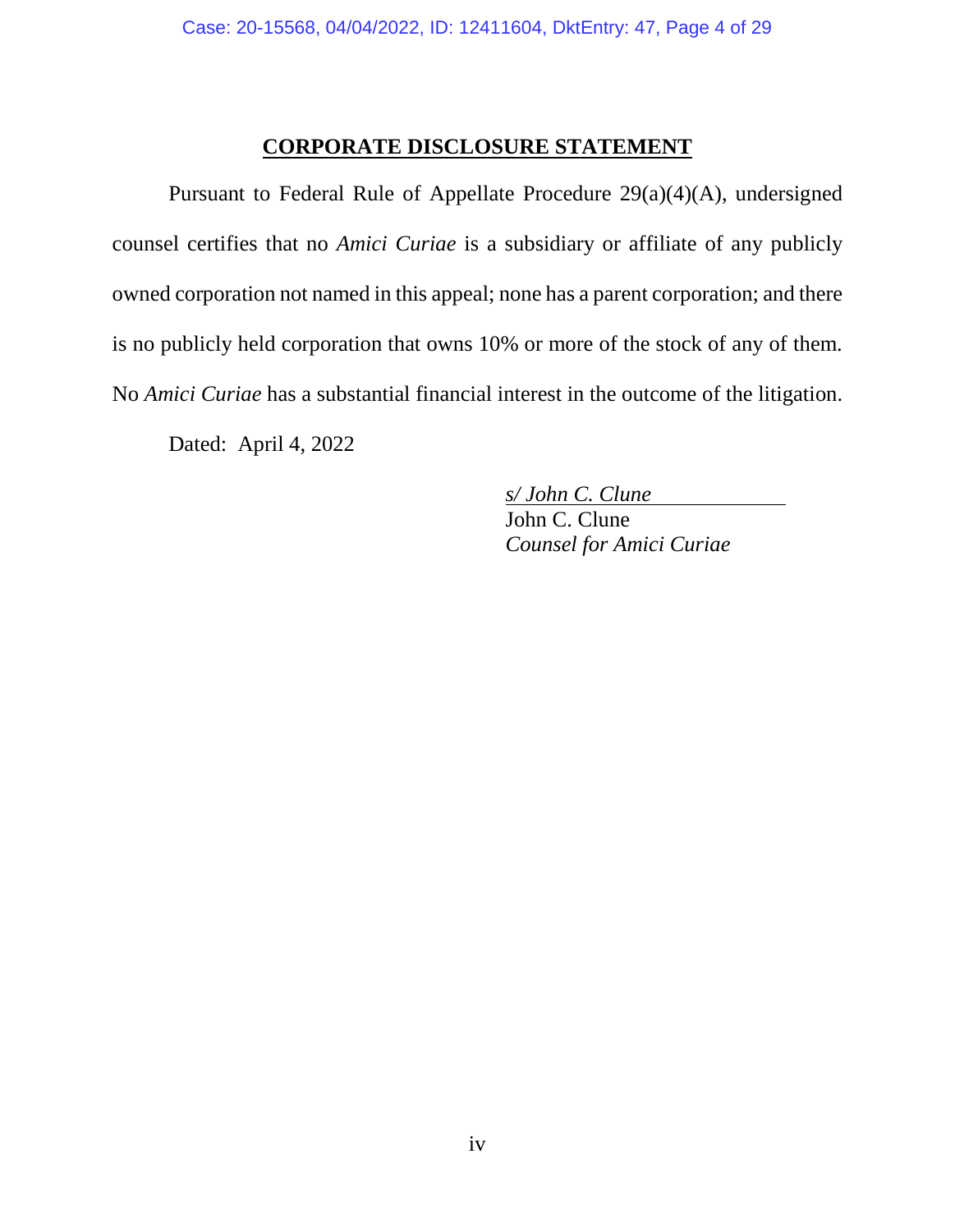## **CORPORATE DISCLOSURE STATEMENT**

Pursuant to Federal Rule of Appellate Procedure 29(a)(4)(A), undersigned counsel certifies that no *Amici Curiae* is a subsidiary or affiliate of any publicly owned corporation not named in this appeal; none has a parent corporation; and there is no publicly held corporation that owns 10% or more of the stock of any of them. No *Amici Curiae* has a substantial financial interest in the outcome of the litigation.

Dated: April 4, 2022

*s/ John C. Clune*
John C. Clune
*Counsel for Amici Curiae*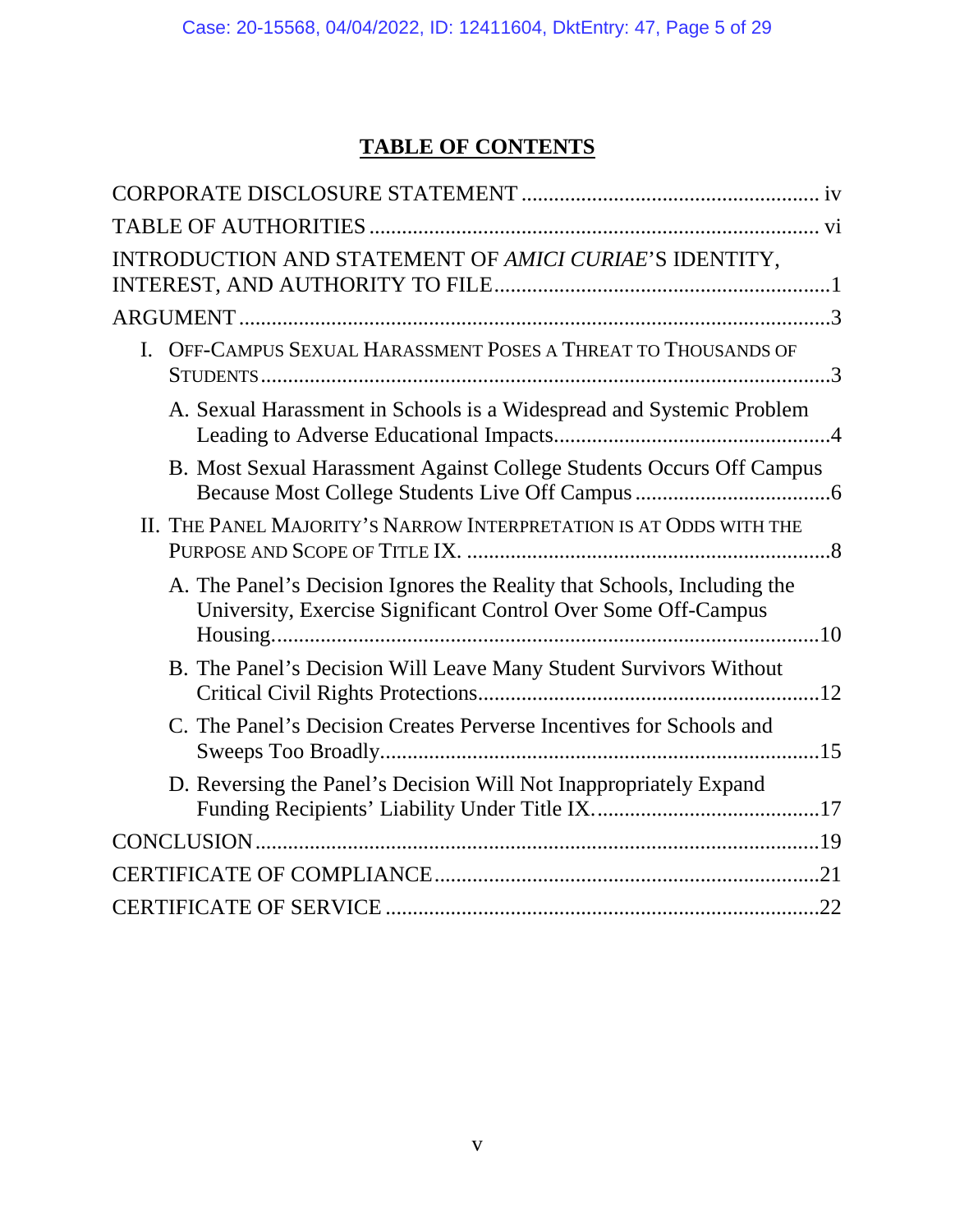# TABLE OF CONTENTS

CORPORATE DISCLOSURE STATEMENT .......... iv

TABLE OF AUTHORITIES .......... vi

INTRODUCTION AND STATEMENT OF *AMICI CURIAE*'S IDENTITY, INTEREST, AND AUTHORITY TO FILE .......... 1

ARGUMENT .......... 3

- I. OFF-CAMPUS SEXUAL HARASSMENT POSES A THREAT TO THOUSANDS OF STUDENTS .......... 3
  - A. Sexual Harassment in Schools is a Widespread and Systemic Problem Leading to Adverse Educational Impacts .......... 4
  - B. Most Sexual Harassment Against College Students Occurs Off Campus Because Most College Students Live Off Campus .......... 6
- II. THE PANEL MAJORITY'S NARROW INTERPRETATION IS AT ODDS WITH THE PURPOSE AND SCOPE OF TITLE IX. .......... 8
  - A. The Panel's Decision Ignores the Reality that Schools, Including the University, Exercise Significant Control Over Some Off-Campus Housing .......... 10
  - B. The Panel's Decision Will Leave Many Student Survivors Without Critical Civil Rights Protections .......... 12
  - C. The Panel's Decision Creates Perverse Incentives for Schools and Sweeps Too Broadly .......... 15
  - D. Reversing the Panel's Decision Will Not Inappropriately Expand Funding Recipients' Liability Under Title IX. .......... 17

CONCLUSION .......... 19

CERTIFICATE OF COMPLIANCE .......... 21

CERTIFICATE OF SERVICE .......... 22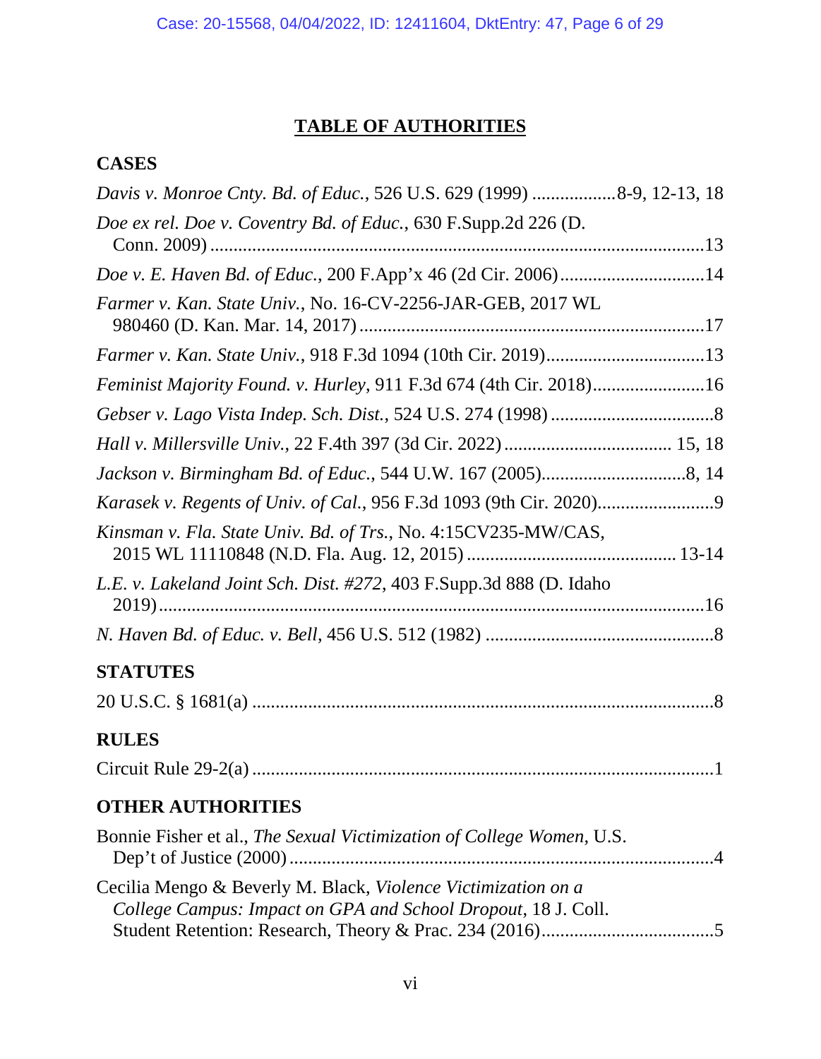# TABLE OF AUTHORITIES

## CASES

*Davis v. Monroe Cnty. Bd. of Educ.*, 526 U.S. 629 (1999) ..................8-9, 12-13, 18

*Doe ex rel. Doe v. Coventry Bd. of Educ.*, 630 F.Supp.2d 226 (D. Conn. 2009) ........................................................................................................13

*Doe v. E. Haven Bd. of Educ.*, 200 F.App'x 46 (2d Cir. 2006)...............................14

*Farmer v. Kan. State Univ.*, No. 16-CV-2256-JAR-GEB, 2017 WL 980460 (D. Kan. Mar. 14, 2017) .......................................................................17

*Farmer v. Kan. State Univ.*, 918 F.3d 1094 (10th Cir. 2019).................................13

*Feminist Majority Found. v. Hurley*, 911 F.3d 674 (4th Cir. 2018)........................16

*Gebser v. Lago Vista Indep. Sch. Dist.*, 524 U.S. 274 (1998) ...................................8

*Hall v. Millersville Univ.*, 22 F.4th 397 (3d Cir. 2022) .................................. 15, 18

*Jackson v. Birmingham Bd. of Educ.*, 544 U.W. 167 (2005)..............................8, 14

*Karasek v. Regents of Univ. of Cal.*, 956 F.3d 1093 (9th Cir. 2020).........................9

*Kinsman v. Fla. State Univ. Bd. of Trs.*, No. 4:15CV235-MW/CAS, 2015 WL 11110848 (N.D. Fla. Aug. 12, 2015) ............................................ 13-14

*L.E. v. Lakeland Joint Sch. Dist. #272*, 403 F.Supp.3d 888 (D. Idaho 2019)....................................................................................................................16

*N. Haven Bd. of Educ. v. Bell*, 456 U.S. 512 (1982) .................................................8

## STATUTES

20 U.S.C. § 1681(a) ...................................................................................................8

## RULES

Circuit Rule 29-2(a) ...................................................................................................1

## OTHER AUTHORITIES

Bonnie Fisher et al., *The Sexual Victimization of College Women*, U.S. Dep't of Justice (2000) ..........................................................................................4

Cecilia Mengo & Beverly M. Black, *Violence Victimization on a College Campus: Impact on GPA and School Dropout*, 18 J. Coll. Student Retention: Research, Theory & Prac. 234 (2016).....................................5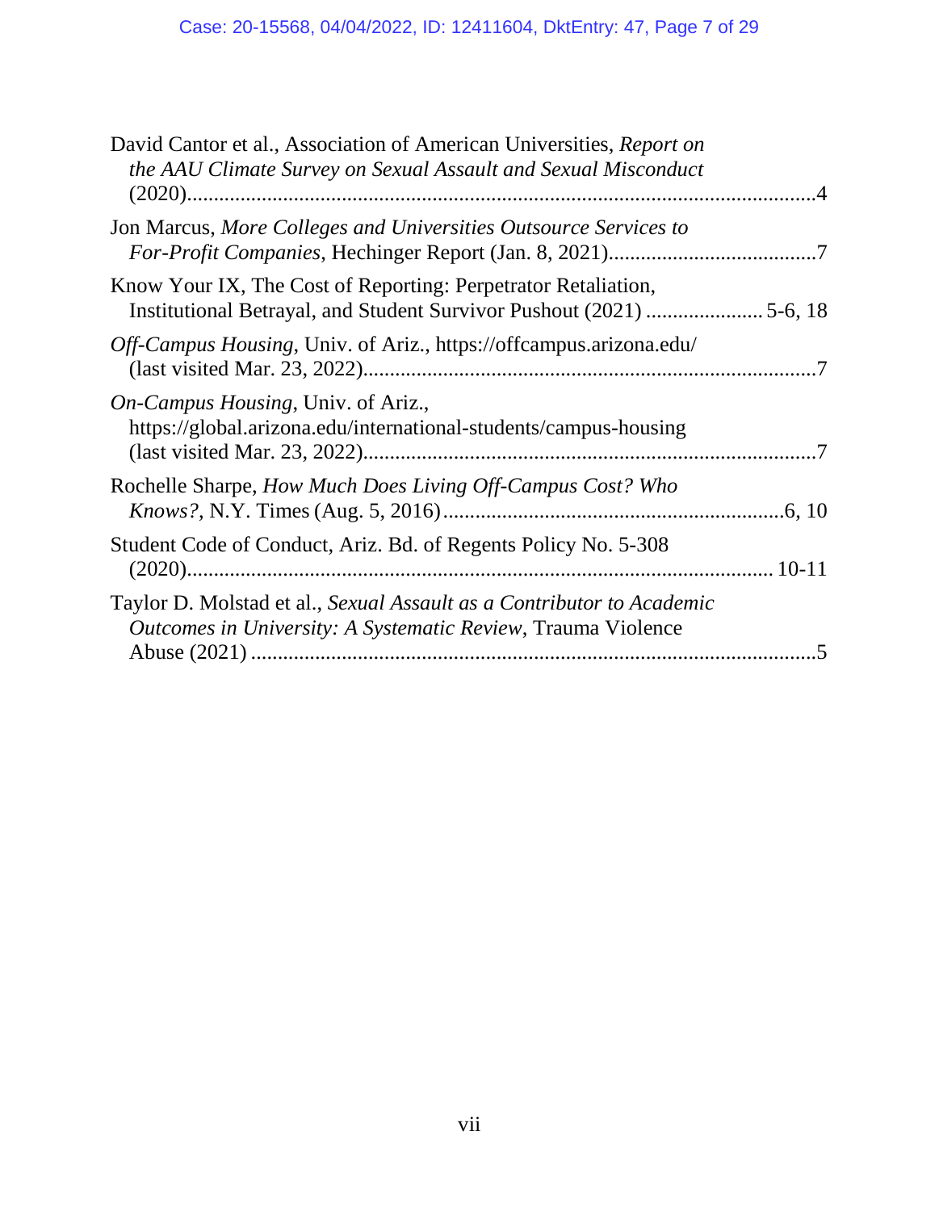David Cantor et al., Association of American Universities, *Report on the AAU Climate Survey on Sexual Assault and Sexual Misconduct* (2020)........................................................................................................4

Jon Marcus, *More Colleges and Universities Outsource Services to For-Profit Companies*, Hechinger Report (Jan. 8, 2021)......................................7

Know Your IX, The Cost of Reporting: Perpetrator Retaliation, Institutional Betrayal, and Student Survivor Pushout (2021) ...................... 5-6, 18

*Off-Campus Housing*, Univ. of Ariz., https://offcampus.arizona.edu/ (last visited Mar. 23, 2022)....................................................................................7

*On-Campus Housing*, Univ. of Ariz., https://global.arizona.edu/international-students/campus-housing (last visited Mar. 23, 2022)....................................................................................7

Rochelle Sharpe, *How Much Does Living Off-Campus Cost? Who Knows?*, N.Y. Times (Aug. 5, 2016)...............................................................6, 10

Student Code of Conduct, Ariz. Bd. of Regents Policy No. 5-308 (2020)............................................................................................................ 10-11

Taylor D. Molstad et al., *Sexual Assault as a Contributor to Academic Outcomes in University: A Systematic Review*, Trauma Violence Abuse (2021) ..........................................................................................................5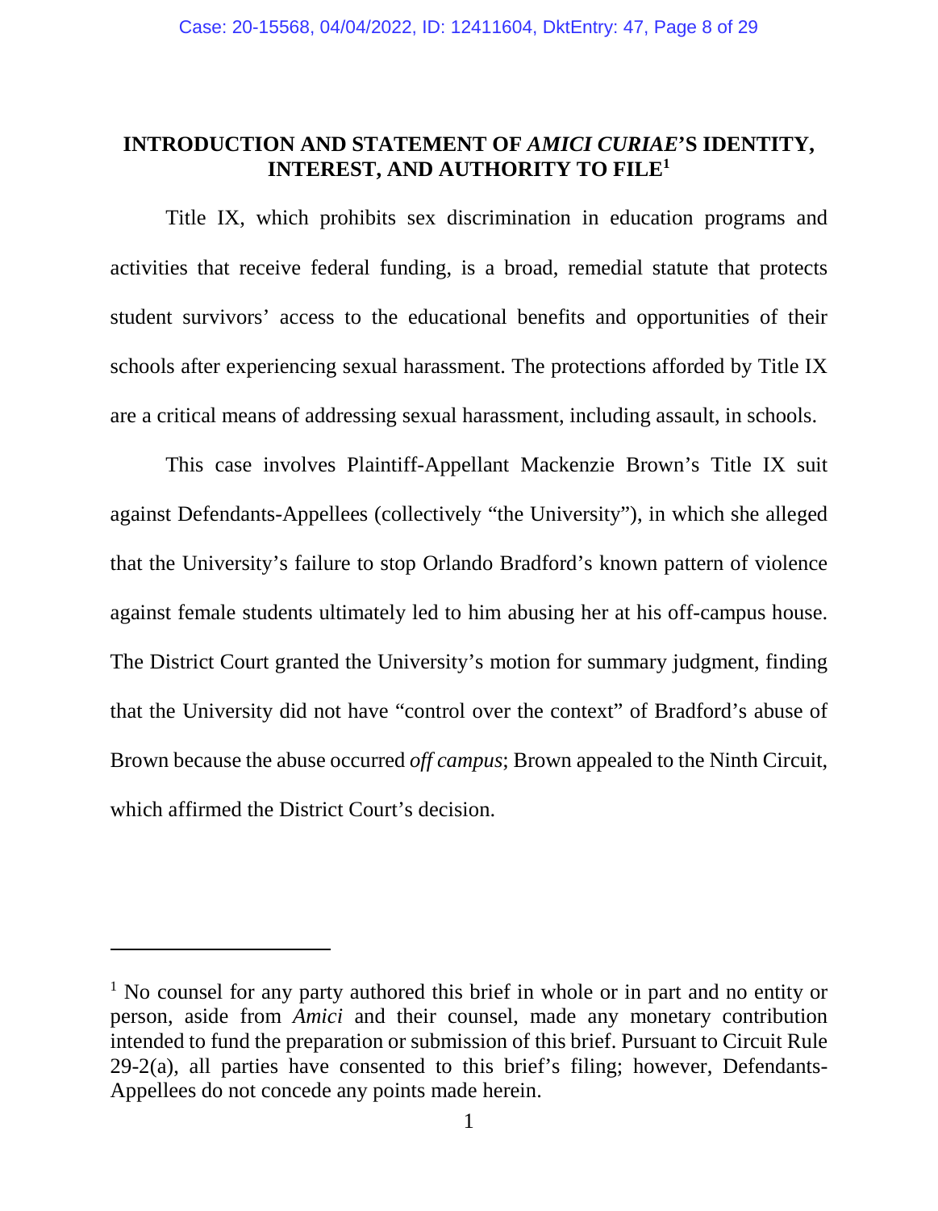## INTRODUCTION AND STATEMENT OF *AMICI CURIAE*'S IDENTITY, INTEREST, AND AUTHORITY TO FILE[1]

Title IX, which prohibits sex discrimination in education programs and activities that receive federal funding, is a broad, remedial statute that protects student survivors' access to the educational benefits and opportunities of their schools after experiencing sexual harassment. The protections afforded by Title IX are a critical means of addressing sexual harassment, including assault, in schools.

This case involves Plaintiff-Appellant Mackenzie Brown's Title IX suit against Defendants-Appellees (collectively "the University"), in which she alleged that the University's failure to stop Orlando Bradford's known pattern of violence against female students ultimately led to him abusing her at his off-campus house. The District Court granted the University's motion for summary judgment, finding that the University did not have "control over the context" of Bradford's abuse of Brown because the abuse occurred *off campus*; Brown appealed to the Ninth Circuit, which affirmed the District Court's decision.

---

[1] No counsel for any party authored this brief in whole or in part and no entity or person, aside from *Amici* and their counsel, made any monetary contribution intended to fund the preparation or submission of this brief. Pursuant to Circuit Rule 29-2(a), all parties have consented to this brief's filing; however, Defendants-Appellees do not concede any points made herein.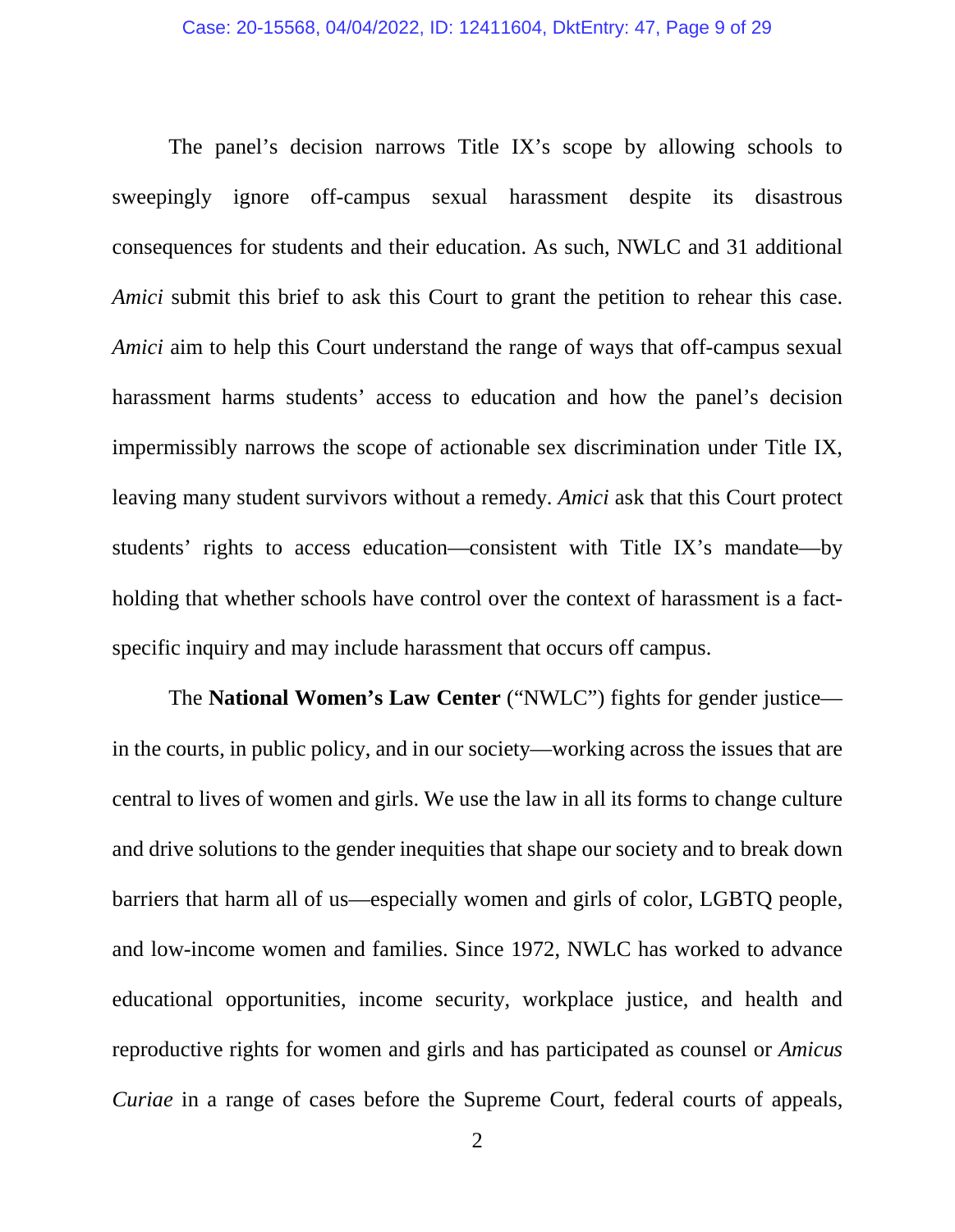The panel's decision narrows Title IX's scope by allowing schools to sweepingly ignore off-campus sexual harassment despite its disastrous consequences for students and their education. As such, NWLC and 31 additional *Amici* submit this brief to ask this Court to grant the petition to rehear this case. *Amici* aim to help this Court understand the range of ways that off-campus sexual harassment harms students' access to education and how the panel's decision impermissibly narrows the scope of actionable sex discrimination under Title IX, leaving many student survivors without a remedy. *Amici* ask that this Court protect students' rights to access education—consistent with Title IX's mandate—by holding that whether schools have control over the context of harassment is a fact-specific inquiry and may include harassment that occurs off campus.

The **National Women's Law Center** ("NWLC") fights for gender justice—in the courts, in public policy, and in our society—working across the issues that are central to lives of women and girls. We use the law in all its forms to change culture and drive solutions to the gender inequities that shape our society and to break down barriers that harm all of us—especially women and girls of color, LGBTQ people, and low-income women and families. Since 1972, NWLC has worked to advance educational opportunities, income security, workplace justice, and health and reproductive rights for women and girls and has participated as counsel or *Amicus Curiae* in a range of cases before the Supreme Court, federal courts of appeals,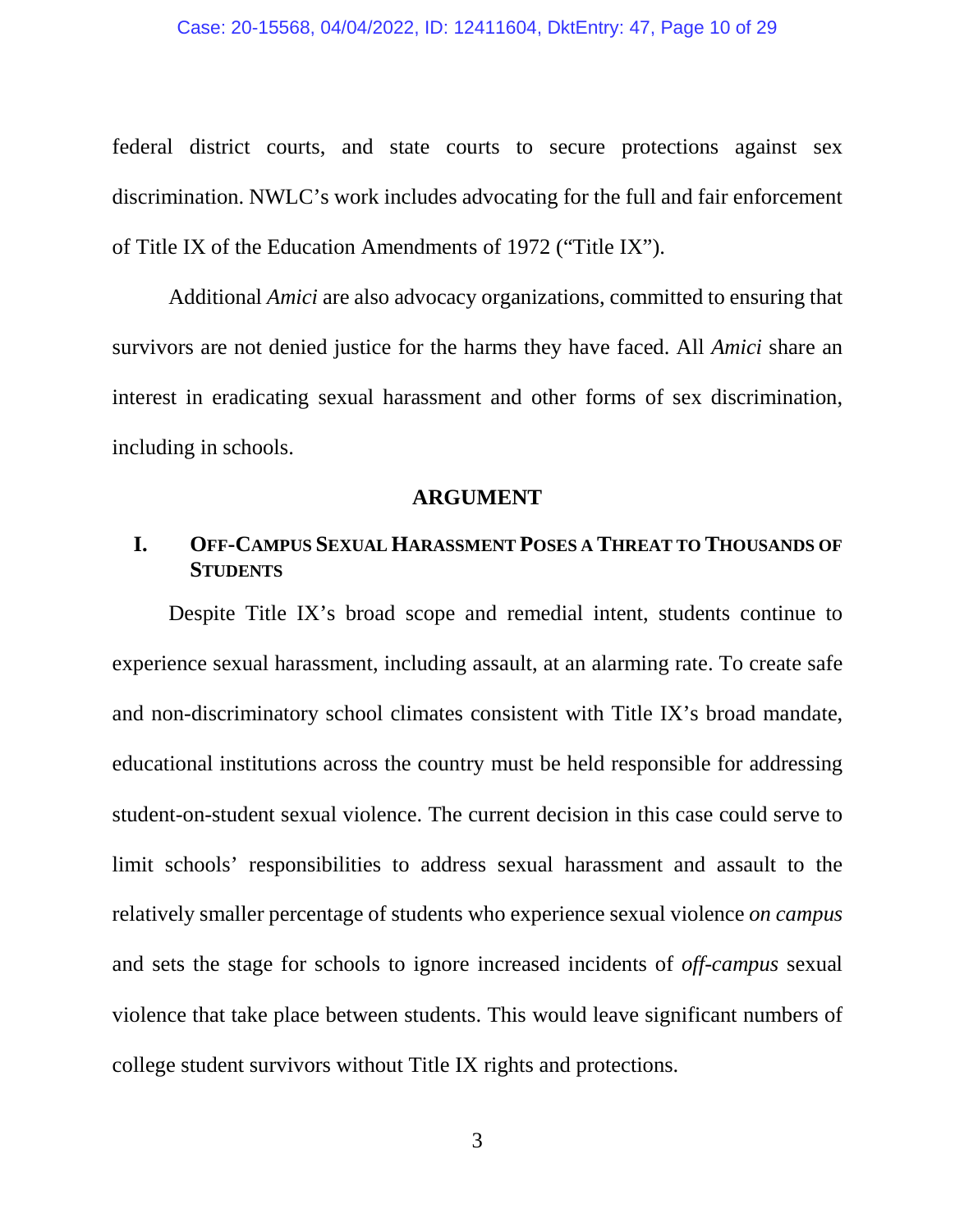federal district courts, and state courts to secure protections against sex discrimination. NWLC's work includes advocating for the full and fair enforcement of Title IX of the Education Amendments of 1972 ("Title IX").

Additional *Amici* are also advocacy organizations, committed to ensuring that survivors are not denied justice for the harms they have faced. All *Amici* share an interest in eradicating sexual harassment and other forms of sex discrimination, including in schools.

## ARGUMENT

### I. OFF-CAMPUS SEXUAL HARASSMENT POSES A THREAT TO THOUSANDS OF STUDENTS

Despite Title IX's broad scope and remedial intent, students continue to experience sexual harassment, including assault, at an alarming rate. To create safe and non-discriminatory school climates consistent with Title IX's broad mandate, educational institutions across the country must be held responsible for addressing student-on-student sexual violence. The current decision in this case could serve to limit schools' responsibilities to address sexual harassment and assault to the relatively smaller percentage of students who experience sexual violence *on campus* and sets the stage for schools to ignore increased incidents of *off-campus* sexual violence that take place between students. This would leave significant numbers of college student survivors without Title IX rights and protections.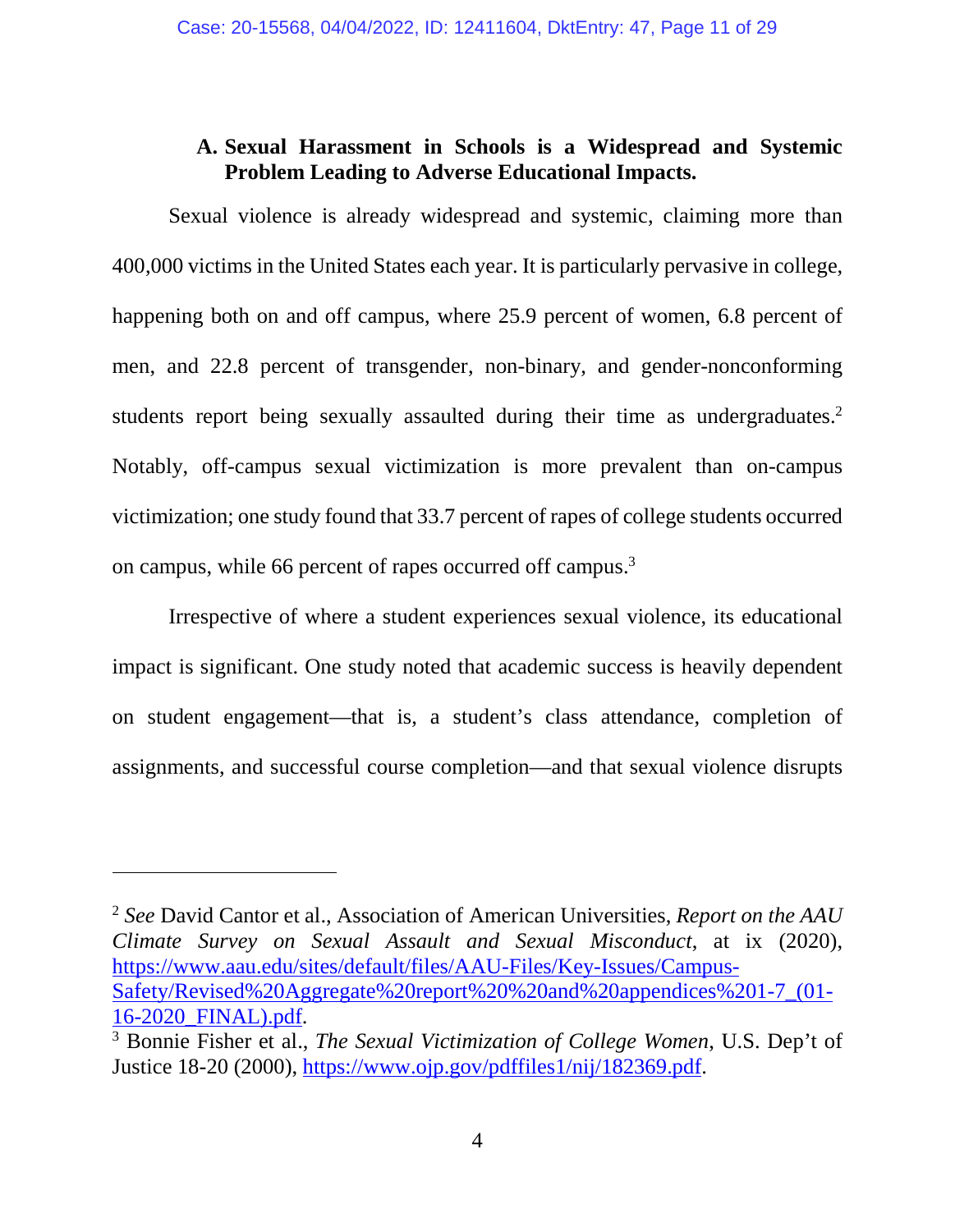### A. Sexual Harassment in Schools is a Widespread and Systemic Problem Leading to Adverse Educational Impacts.

Sexual violence is already widespread and systemic, claiming more than 400,000 victims in the United States each year. It is particularly pervasive in college, happening both on and off campus, where 25.9 percent of women, 6.8 percent of men, and 22.8 percent of transgender, non-binary, and gender-nonconforming students report being sexually assaulted during their time as undergraduates.[2] Notably, off-campus sexual victimization is more prevalent than on-campus victimization; one study found that 33.7 percent of rapes of college students occurred on campus, while 66 percent of rapes occurred off campus.[3]

Irrespective of where a student experiences sexual violence, its educational impact is significant. One study noted that academic success is heavily dependent on student engagement—that is, a student's class attendance, completion of assignments, and successful course completion—and that sexual violence disrupts

---

[2] *See* David Cantor et al., Association of American Universities, *Report on the AAU Climate Survey on Sexual Assault and Sexual Misconduct*, at ix (2020), https://www.aau.edu/sites/default/files/AAU-Files/Key-Issues/Campus-Safety/Revised%20Aggregate%20report%20%20and%20appendices%201-7_(01-16-2020_FINAL).pdf.

[3] Bonnie Fisher et al., *The Sexual Victimization of College Women*, U.S. Dep't of Justice 18-20 (2000), https://www.ojp.gov/pdffiles1/nij/182369.pdf.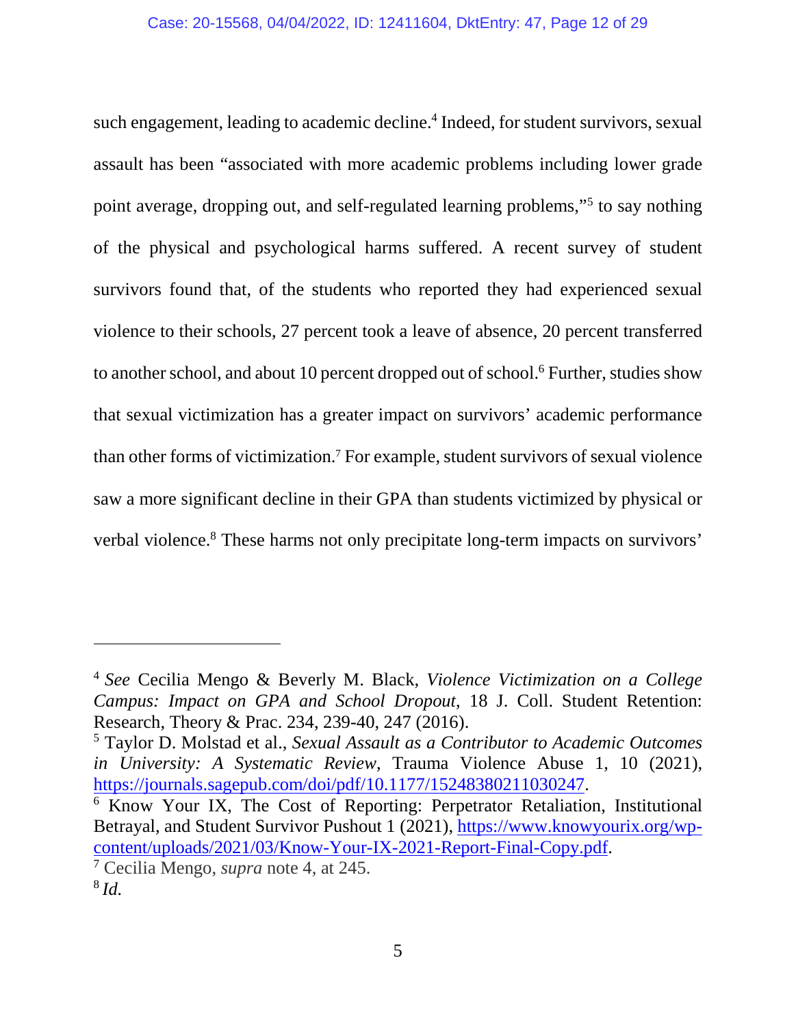such engagement, leading to academic decline.[4] Indeed, for student survivors, sexual assault has been "associated with more academic problems including lower grade point average, dropping out, and self-regulated learning problems,"[5] to say nothing of the physical and psychological harms suffered. A recent survey of student survivors found that, of the students who reported they had experienced sexual violence to their schools, 27 percent took a leave of absence, 20 percent transferred to another school, and about 10 percent dropped out of school.[6] Further, studies show that sexual victimization has a greater impact on survivors' academic performance than other forms of victimization.[7] For example, student survivors of sexual violence saw a more significant decline in their GPA than students victimized by physical or verbal violence.[8] These harms not only precipitate long-term impacts on survivors'

---

[4] *See* Cecilia Mengo & Beverly M. Black, *Violence Victimization on a College Campus: Impact on GPA and School Dropout*, 18 J. Coll. Student Retention: Research, Theory & Prac. 234, 239-40, 247 (2016).

[5] Taylor D. Molstad et al., *Sexual Assault as a Contributor to Academic Outcomes in University: A Systematic Review*, Trauma Violence Abuse 1, 10 (2021), https://journals.sagepub.com/doi/pdf/10.1177/15248380211030247.

[6] Know Your IX, The Cost of Reporting: Perpetrator Retaliation, Institutional Betrayal, and Student Survivor Pushout 1 (2021), https://www.knowyourix.org/wp-content/uploads/2021/03/Know-Your-IX-2021-Report-Final-Copy.pdf.

[7] Cecilia Mengo, *supra* note 4, at 245.

[8] *Id.*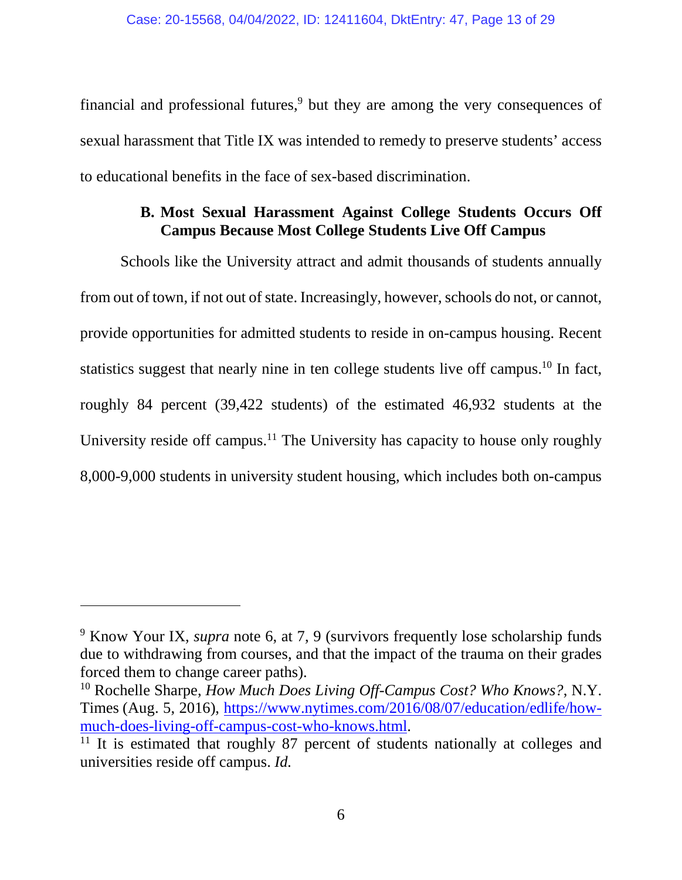financial and professional futures,[9] but they are among the very consequences of sexual harassment that Title IX was intended to remedy to preserve students' access to educational benefits in the face of sex-based discrimination.

### B. Most Sexual Harassment Against College Students Occurs Off Campus Because Most College Students Live Off Campus

Schools like the University attract and admit thousands of students annually from out of town, if not out of state. Increasingly, however, schools do not, or cannot, provide opportunities for admitted students to reside in on-campus housing. Recent statistics suggest that nearly nine in ten college students live off campus.[10] In fact, roughly 84 percent (39,422 students) of the estimated 46,932 students at the University reside off campus.[11] The University has capacity to house only roughly 8,000-9,000 students in university student housing, which includes both on-campus

---

[9] Know Your IX, *supra* note 6, at 7, 9 (survivors frequently lose scholarship funds due to withdrawing from courses, and that the impact of the trauma on their grades forced them to change career paths).

[10] Rochelle Sharpe, *How Much Does Living Off-Campus Cost? Who Knows?*, N.Y. Times (Aug. 5, 2016), https://www.nytimes.com/2016/08/07/education/edlife/how-much-does-living-off-campus-cost-who-knows.html.

[11] It is estimated that roughly 87 percent of students nationally at colleges and universities reside off campus. *Id.*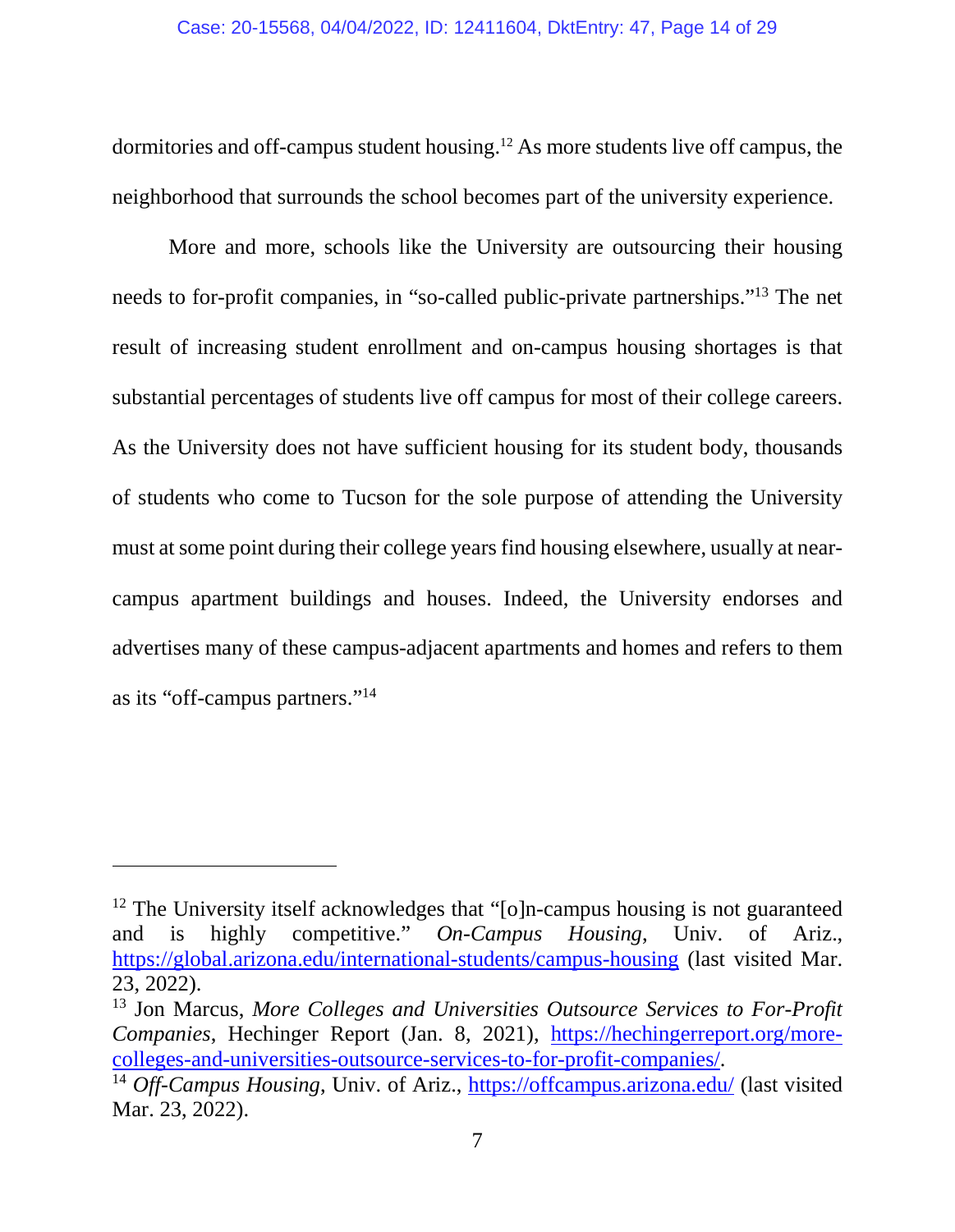dormitories and off-campus student housing.[12] As more students live off campus, the neighborhood that surrounds the school becomes part of the university experience.

More and more, schools like the University are outsourcing their housing needs to for-profit companies, in "so-called public-private partnerships."[13] The net result of increasing student enrollment and on-campus housing shortages is that substantial percentages of students live off campus for most of their college careers. As the University does not have sufficient housing for its student body, thousands of students who come to Tucson for the sole purpose of attending the University must at some point during their college years find housing elsewhere, usually at near-campus apartment buildings and houses. Indeed, the University endorses and advertises many of these campus-adjacent apartments and homes and refers to them as its "off-campus partners."[14]

---

[12] The University itself acknowledges that "[o]n-campus housing is not guaranteed and is highly competitive." *On-Campus Housing*, Univ. of Ariz., https://global.arizona.edu/international-students/campus-housing (last visited Mar. 23, 2022).

[13] Jon Marcus, *More Colleges and Universities Outsource Services to For-Profit Companies*, Hechinger Report (Jan. 8, 2021), https://hechingerreport.org/more-colleges-and-universities-outsource-services-to-for-profit-companies/.

[14] *Off-Campus Housing*, Univ. of Ariz., https://offcampus.arizona.edu/ (last visited Mar. 23, 2022).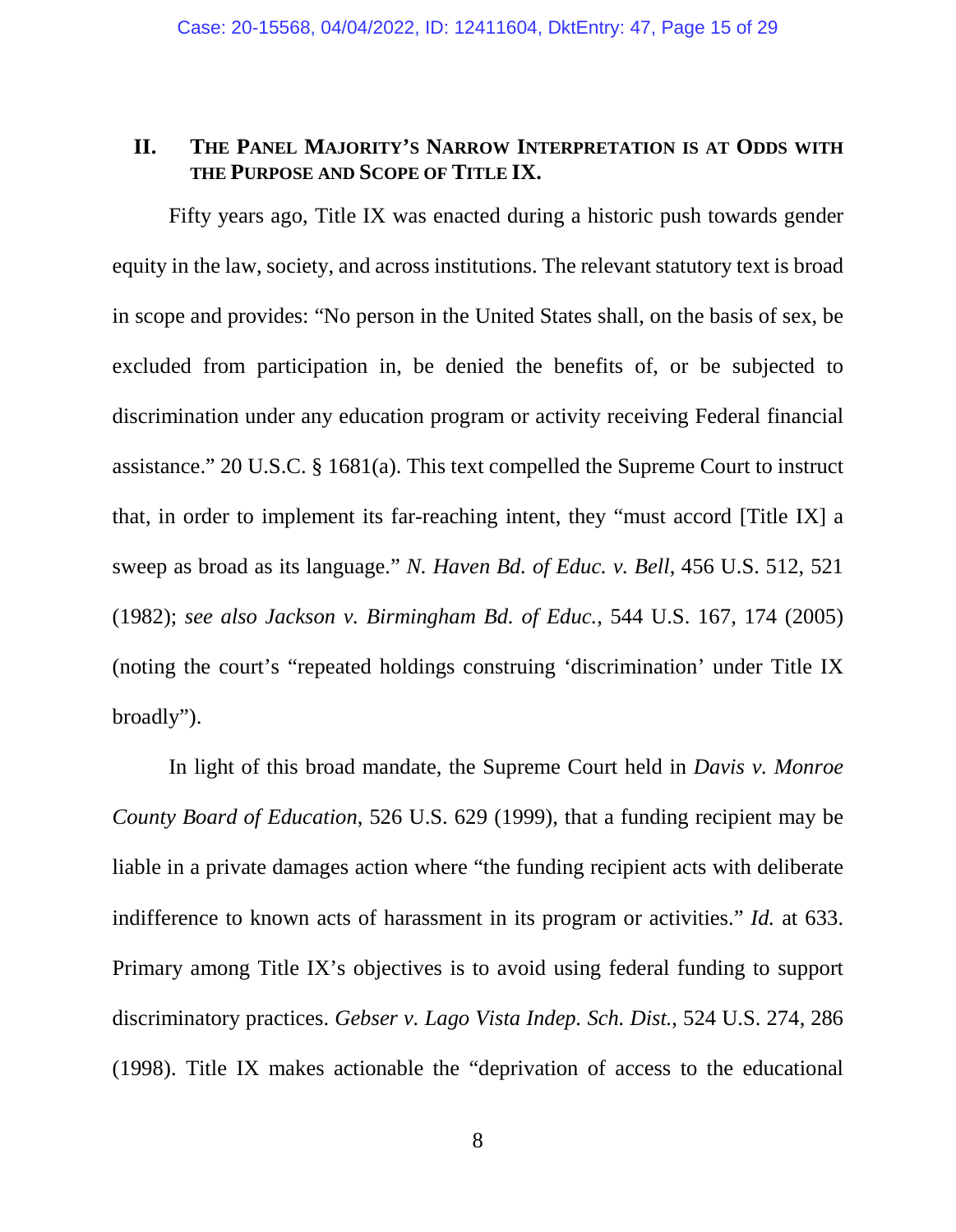## II. THE PANEL MAJORITY'S NARROW INTERPRETATION IS AT ODDS WITH THE PURPOSE AND SCOPE OF TITLE IX.

Fifty years ago, Title IX was enacted during a historic push towards gender equity in the law, society, and across institutions. The relevant statutory text is broad in scope and provides: "No person in the United States shall, on the basis of sex, be excluded from participation in, be denied the benefits of, or be subjected to discrimination under any education program or activity receiving Federal financial assistance." 20 U.S.C. § 1681(a). This text compelled the Supreme Court to instruct that, in order to implement its far-reaching intent, they "must accord [Title IX] a sweep as broad as its language." *N. Haven Bd. of Educ. v. Bell*, 456 U.S. 512, 521 (1982); *see also Jackson v. Birmingham Bd. of Educ.*, 544 U.S. 167, 174 (2005) (noting the court's "repeated holdings construing 'discrimination' under Title IX broadly").

In light of this broad mandate, the Supreme Court held in *Davis v. Monroe County Board of Education*, 526 U.S. 629 (1999), that a funding recipient may be liable in a private damages action where "the funding recipient acts with deliberate indifference to known acts of harassment in its program or activities." *Id.* at 633. Primary among Title IX's objectives is to avoid using federal funding to support discriminatory practices. *Gebser v. Lago Vista Indep. Sch. Dist.*, 524 U.S. 274, 286 (1998). Title IX makes actionable the "deprivation of access to the educational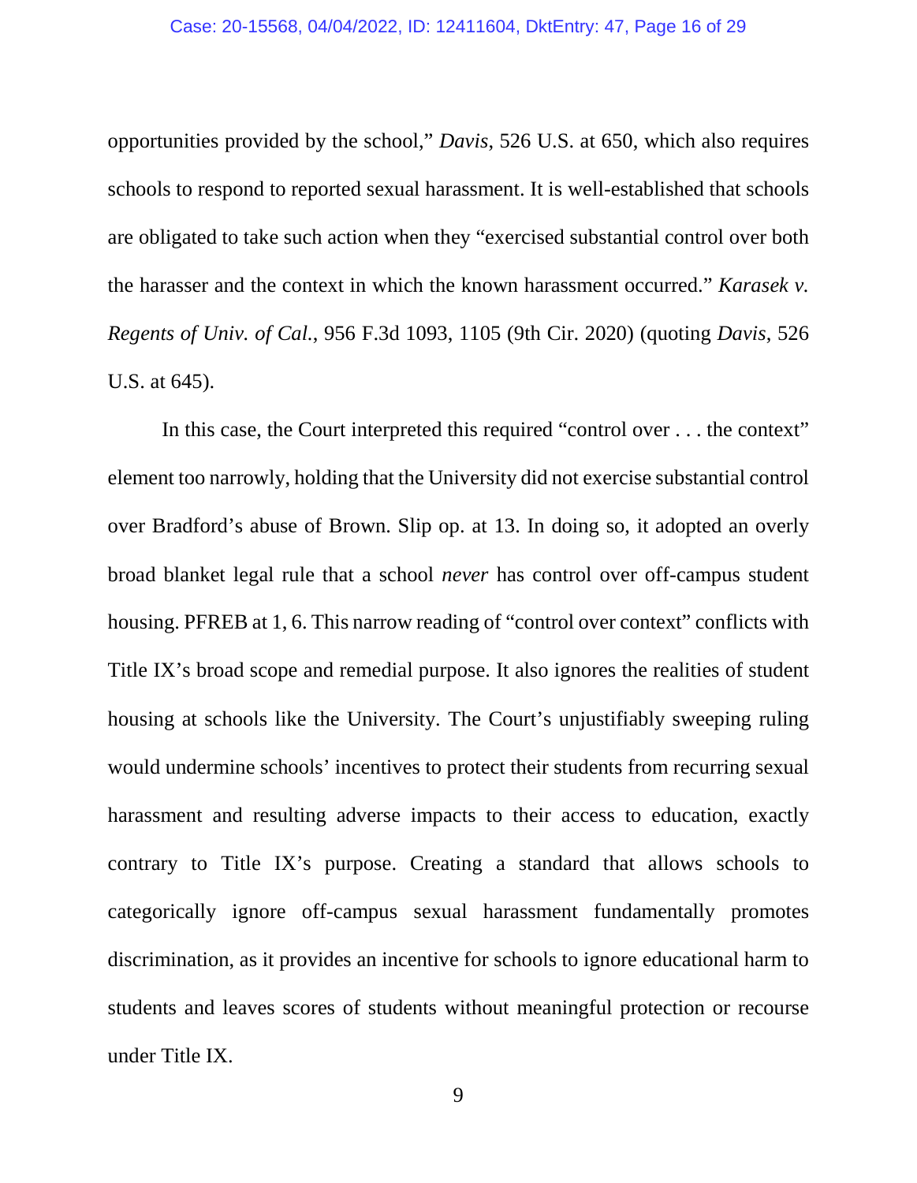opportunities provided by the school," *Davis*, 526 U.S. at 650, which also requires schools to respond to reported sexual harassment. It is well-established that schools are obligated to take such action when they "exercised substantial control over both the harasser and the context in which the known harassment occurred." *Karasek v. Regents of Univ. of Cal.*, 956 F.3d 1093, 1105 (9th Cir. 2020) (quoting *Davis*, 526 U.S. at 645).

In this case, the Court interpreted this required "control over . . . the context" element too narrowly, holding that the University did not exercise substantial control over Bradford's abuse of Brown. Slip op. at 13. In doing so, it adopted an overly broad blanket legal rule that a school *never* has control over off-campus student housing. PFREB at 1, 6. This narrow reading of "control over context" conflicts with Title IX's broad scope and remedial purpose. It also ignores the realities of student housing at schools like the University. The Court's unjustifiably sweeping ruling would undermine schools' incentives to protect their students from recurring sexual harassment and resulting adverse impacts to their access to education, exactly contrary to Title IX's purpose. Creating a standard that allows schools to categorically ignore off-campus sexual harassment fundamentally promotes discrimination, as it provides an incentive for schools to ignore educational harm to students and leaves scores of students without meaningful protection or recourse under Title IX.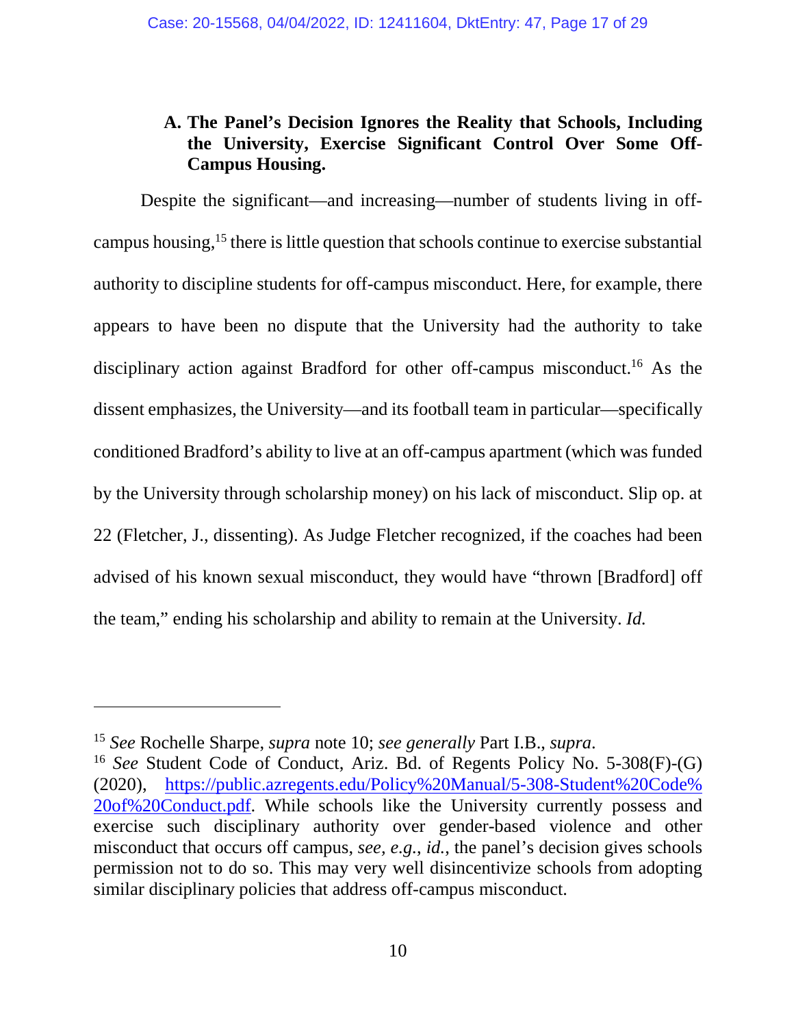### A. The Panel's Decision Ignores the Reality that Schools, Including the University, Exercise Significant Control Over Some Off-Campus Housing.

Despite the significant—and increasing—number of students living in off-campus housing,[15] there is little question that schools continue to exercise substantial authority to discipline students for off-campus misconduct. Here, for example, there appears to have been no dispute that the University had the authority to take disciplinary action against Bradford for other off-campus misconduct.[16] As the dissent emphasizes, the University—and its football team in particular—specifically conditioned Bradford's ability to live at an off-campus apartment (which was funded by the University through scholarship money) on his lack of misconduct. Slip op. at 22 (Fletcher, J., dissenting). As Judge Fletcher recognized, if the coaches had been advised of his known sexual misconduct, they would have "thrown [Bradford] off the team," ending his scholarship and ability to remain at the University. *Id.*

---

[15] *See* Rochelle Sharpe, *supra* note 10; *see generally* Part I.B., *supra*.

[16] *See* Student Code of Conduct, Ariz. Bd. of Regents Policy No. 5-308(F)-(G) (2020), https://public.azregents.edu/Policy%20Manual/5-308-Student%20Code%20of%20Conduct.pdf. While schools like the University currently possess and exercise such disciplinary authority over gender-based violence and other misconduct that occurs off campus, *see, e.g.*, *id.*, the panel's decision gives schools permission not to do so. This may very well disincentivize schools from adopting similar disciplinary policies that address off-campus misconduct.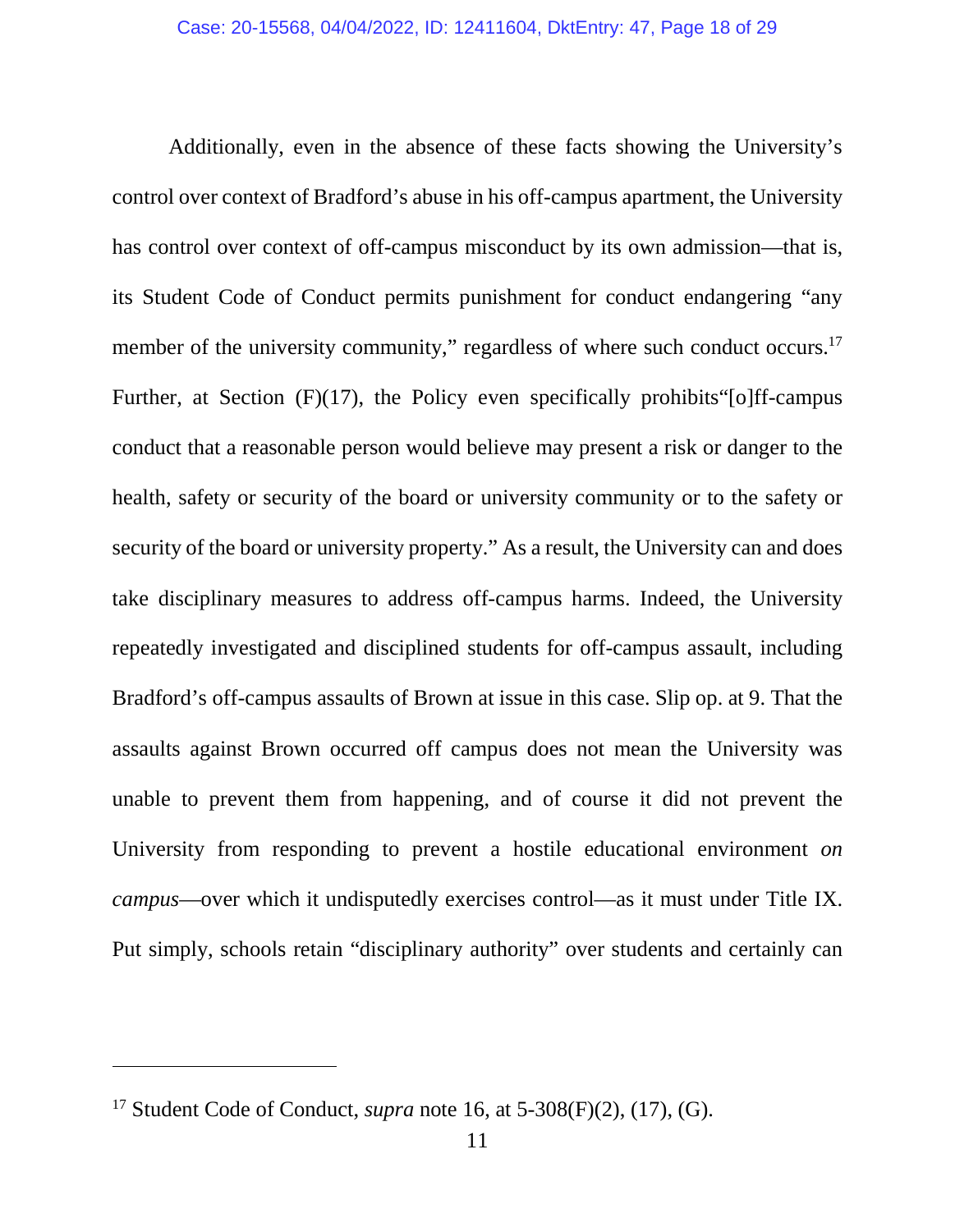Additionally, even in the absence of these facts showing the University's control over context of Bradford's abuse in his off-campus apartment, the University has control over context of off-campus misconduct by its own admission—that is, its Student Code of Conduct permits punishment for conduct endangering "any member of the university community," regardless of where such conduct occurs.[17] Further, at Section (F)(17), the Policy even specifically prohibits"[o]ff-campus conduct that a reasonable person would believe may present a risk or danger to the health, safety or security of the board or university community or to the safety or security of the board or university property." As a result, the University can and does take disciplinary measures to address off-campus harms. Indeed, the University repeatedly investigated and disciplined students for off-campus assault, including Bradford's off-campus assaults of Brown at issue in this case. Slip op. at 9. That the assaults against Brown occurred off campus does not mean the University was unable to prevent them from happening, and of course it did not prevent the University from responding to prevent a hostile educational environment *on campus*—over which it undisputedly exercises control—as it must under Title IX. Put simply, schools retain "disciplinary authority" over students and certainly can

---

[17] Student Code of Conduct, *supra* note 16, at 5-308(F)(2), (17), (G).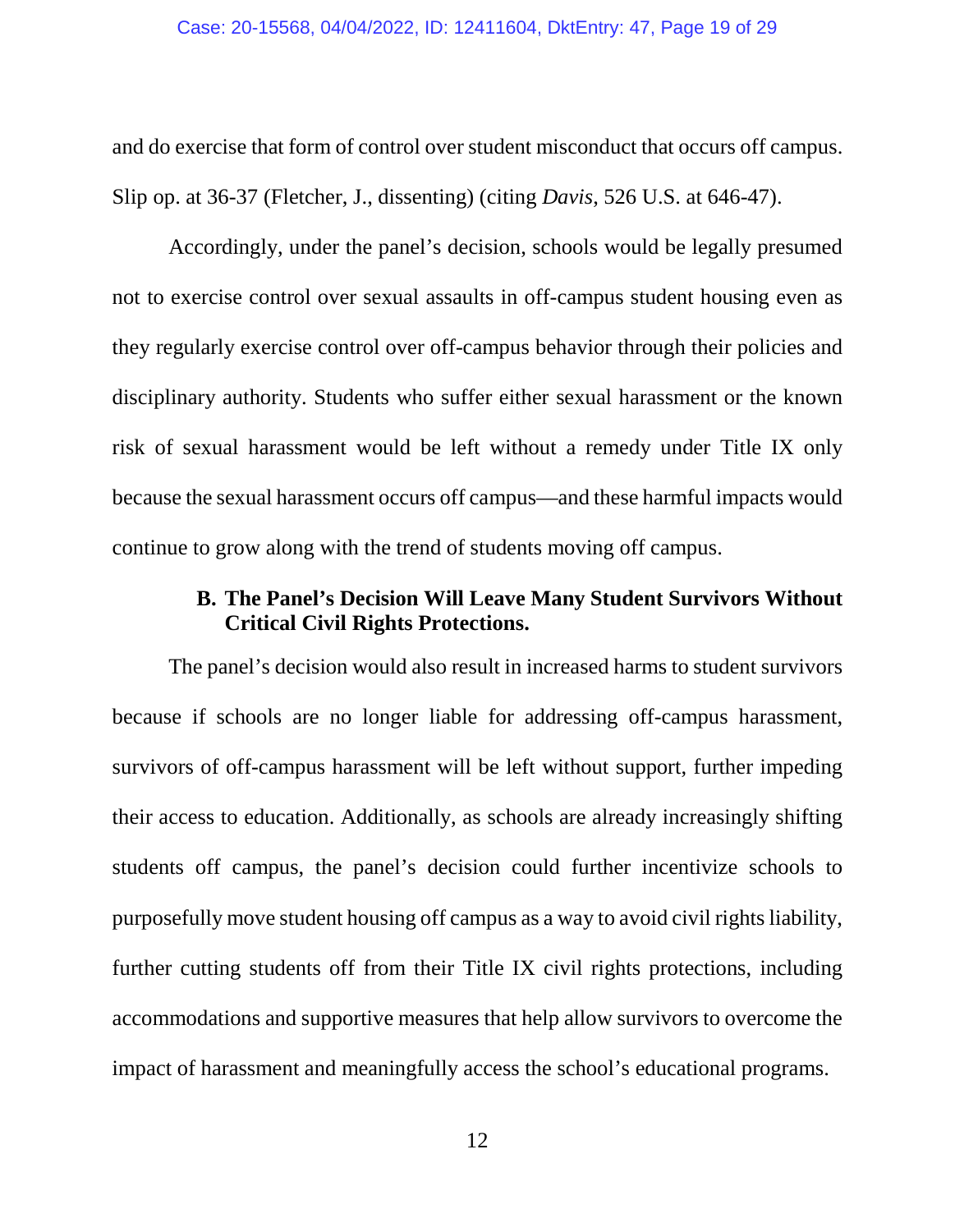and do exercise that form of control over student misconduct that occurs off campus. Slip op. at 36-37 (Fletcher, J., dissenting) (citing *Davis*, 526 U.S. at 646-47).

Accordingly, under the panel's decision, schools would be legally presumed not to exercise control over sexual assaults in off-campus student housing even as they regularly exercise control over off-campus behavior through their policies and disciplinary authority. Students who suffer either sexual harassment or the known risk of sexual harassment would be left without a remedy under Title IX only because the sexual harassment occurs off campus—and these harmful impacts would continue to grow along with the trend of students moving off campus.

### B. The Panel's Decision Will Leave Many Student Survivors Without Critical Civil Rights Protections.

The panel's decision would also result in increased harms to student survivors because if schools are no longer liable for addressing off-campus harassment, survivors of off-campus harassment will be left without support, further impeding their access to education. Additionally, as schools are already increasingly shifting students off campus, the panel's decision could further incentivize schools to purposefully move student housing off campus as a way to avoid civil rights liability, further cutting students off from their Title IX civil rights protections, including accommodations and supportive measures that help allow survivors to overcome the impact of harassment and meaningfully access the school's educational programs.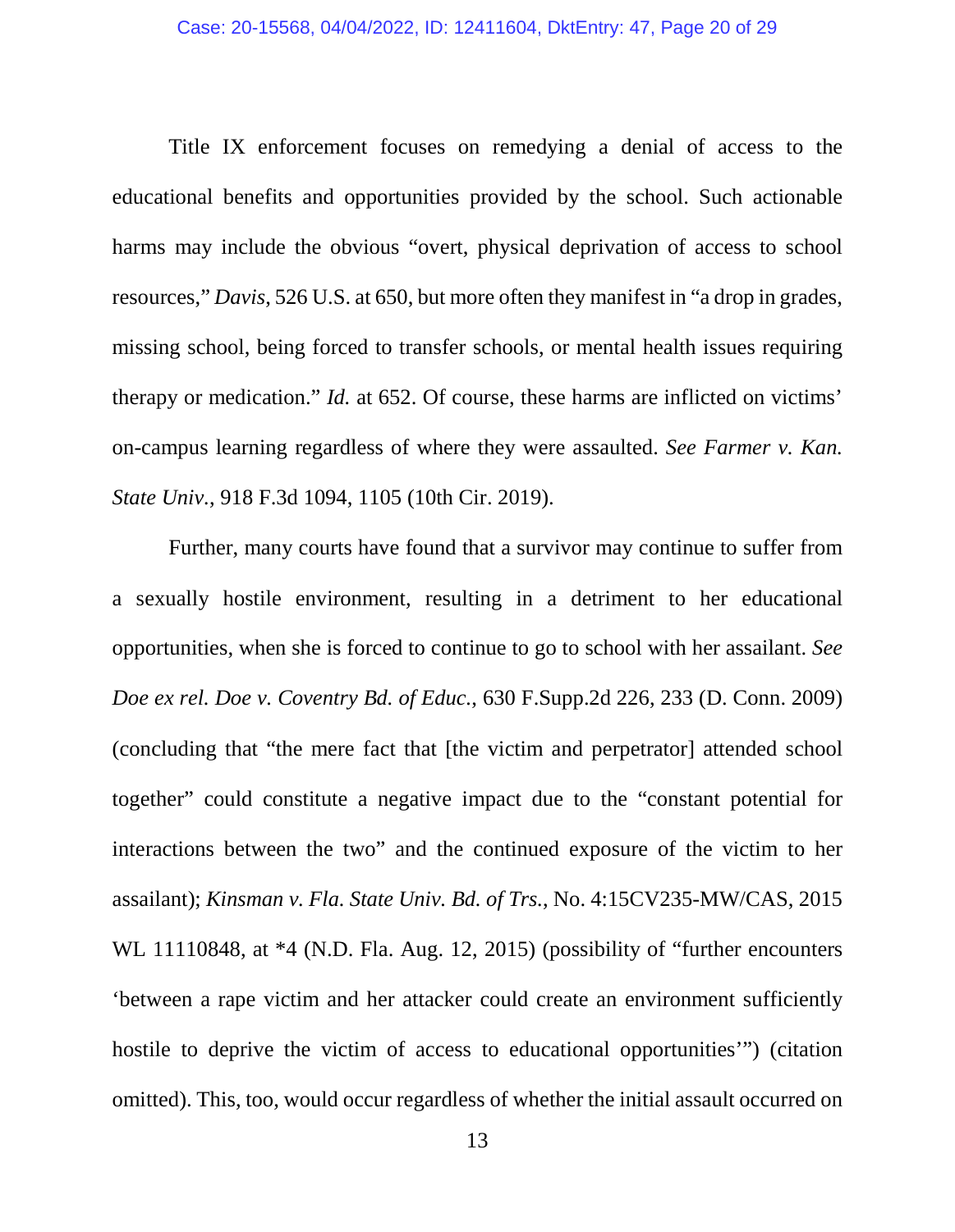Title IX enforcement focuses on remedying a denial of access to the educational benefits and opportunities provided by the school. Such actionable harms may include the obvious "overt, physical deprivation of access to school resources," *Davis*, 526 U.S. at 650, but more often they manifest in "a drop in grades, missing school, being forced to transfer schools, or mental health issues requiring therapy or medication." *Id.* at 652. Of course, these harms are inflicted on victims' on-campus learning regardless of where they were assaulted. *See Farmer v. Kan. State Univ.*, 918 F.3d 1094, 1105 (10th Cir. 2019).

Further, many courts have found that a survivor may continue to suffer from a sexually hostile environment, resulting in a detriment to her educational opportunities, when she is forced to continue to go to school with her assailant. *See Doe ex rel. Doe v. Coventry Bd. of Educ.*, 630 F.Supp.2d 226, 233 (D. Conn. 2009) (concluding that "the mere fact that [the victim and perpetrator] attended school together" could constitute a negative impact due to the "constant potential for interactions between the two" and the continued exposure of the victim to her assailant); *Kinsman v. Fla. State Univ. Bd. of Trs.*, No. 4:15CV235-MW/CAS, 2015 WL 11110848, at *4 (N.D. Fla. Aug. 12, 2015) (possibility of "further encounters 'between a rape victim and her attacker could create an environment sufficiently hostile to deprive the victim of access to educational opportunities'") (citation omitted). This, too, would occur regardless of whether the initial assault occurred on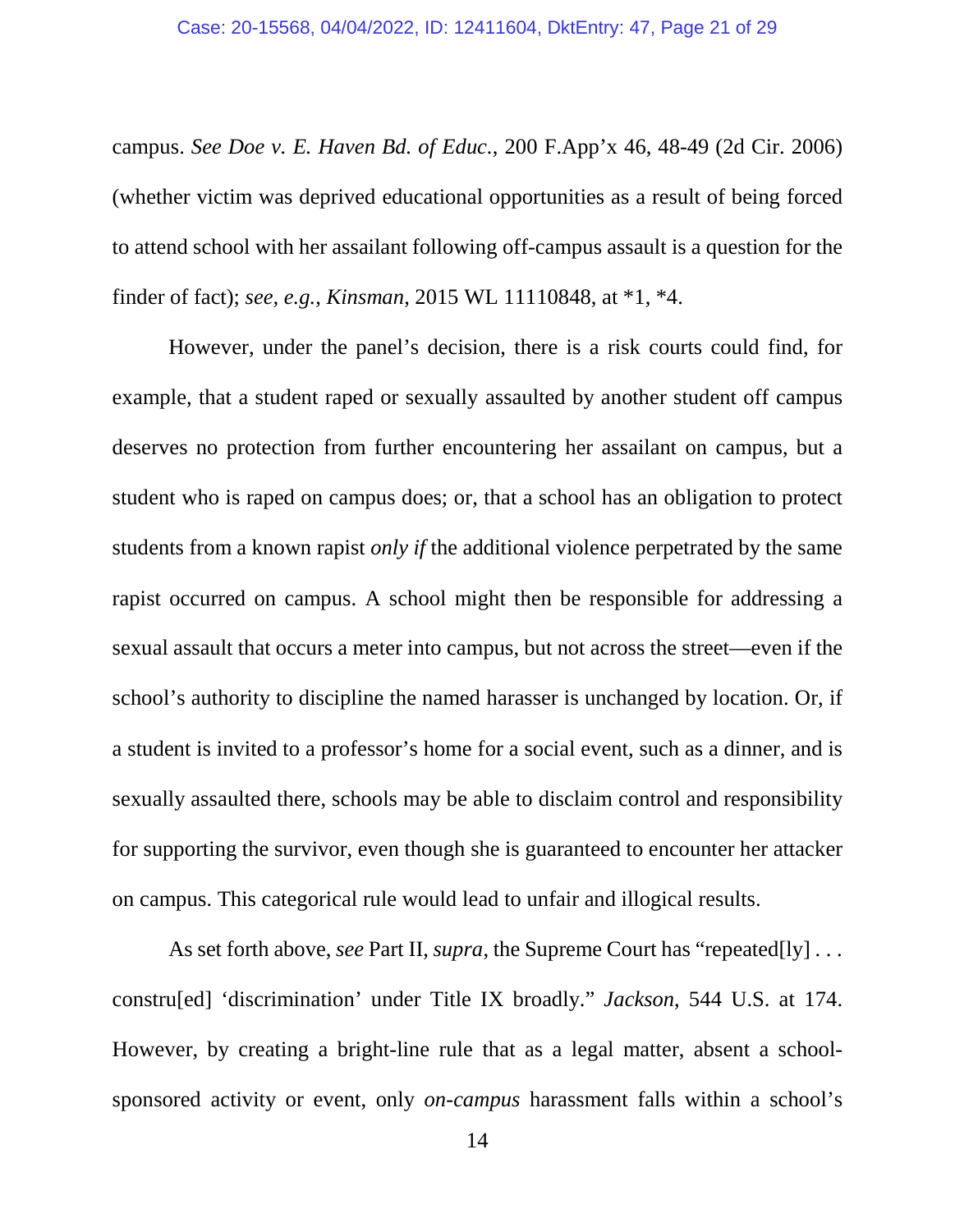campus. *See Doe v. E. Haven Bd. of Educ.*, 200 F.App'x 46, 48-49 (2d Cir. 2006) (whether victim was deprived educational opportunities as a result of being forced to attend school with her assailant following off-campus assault is a question for the finder of fact); *see, e.g.*, *Kinsman*, 2015 WL 11110848, at *1, *4.

However, under the panel's decision, there is a risk courts could find, for example, that a student raped or sexually assaulted by another student off campus deserves no protection from further encountering her assailant on campus, but a student who is raped on campus does; or, that a school has an obligation to protect students from a known rapist *only if* the additional violence perpetrated by the same rapist occurred on campus. A school might then be responsible for addressing a sexual assault that occurs a meter into campus, but not across the street—even if the school's authority to discipline the named harasser is unchanged by location. Or, if a student is invited to a professor's home for a social event, such as a dinner, and is sexually assaulted there, schools may be able to disclaim control and responsibility for supporting the survivor, even though she is guaranteed to encounter her attacker on campus. This categorical rule would lead to unfair and illogical results.

As set forth above, *see* Part II, *supra*, the Supreme Court has "repeated[ly] . . . constru[ed] 'discrimination' under Title IX broadly." *Jackson*, 544 U.S. at 174. However, by creating a bright-line rule that as a legal matter, absent a school-sponsored activity or event, only *on-campus* harassment falls within a school's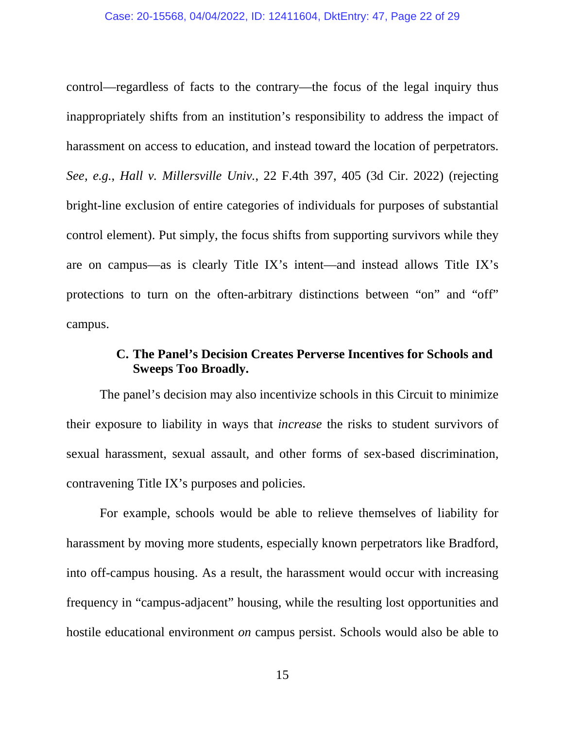control—regardless of facts to the contrary—the focus of the legal inquiry thus inappropriately shifts from an institution's responsibility to address the impact of harassment on access to education, and instead toward the location of perpetrators. *See, e.g.*, *Hall v. Millersville Univ.*, 22 F.4th 397, 405 (3d Cir. 2022) (rejecting bright-line exclusion of entire categories of individuals for purposes of substantial control element). Put simply, the focus shifts from supporting survivors while they are on campus—as is clearly Title IX's intent—and instead allows Title IX's protections to turn on the often-arbitrary distinctions between "on" and "off" campus.

### C. The Panel's Decision Creates Perverse Incentives for Schools and Sweeps Too Broadly.

The panel's decision may also incentivize schools in this Circuit to minimize their exposure to liability in ways that *increase* the risks to student survivors of sexual harassment, sexual assault, and other forms of sex-based discrimination, contravening Title IX's purposes and policies.

For example, schools would be able to relieve themselves of liability for harassment by moving more students, especially known perpetrators like Bradford, into off-campus housing. As a result, the harassment would occur with increasing frequency in "campus-adjacent" housing, while the resulting lost opportunities and hostile educational environment *on* campus persist. Schools would also be able to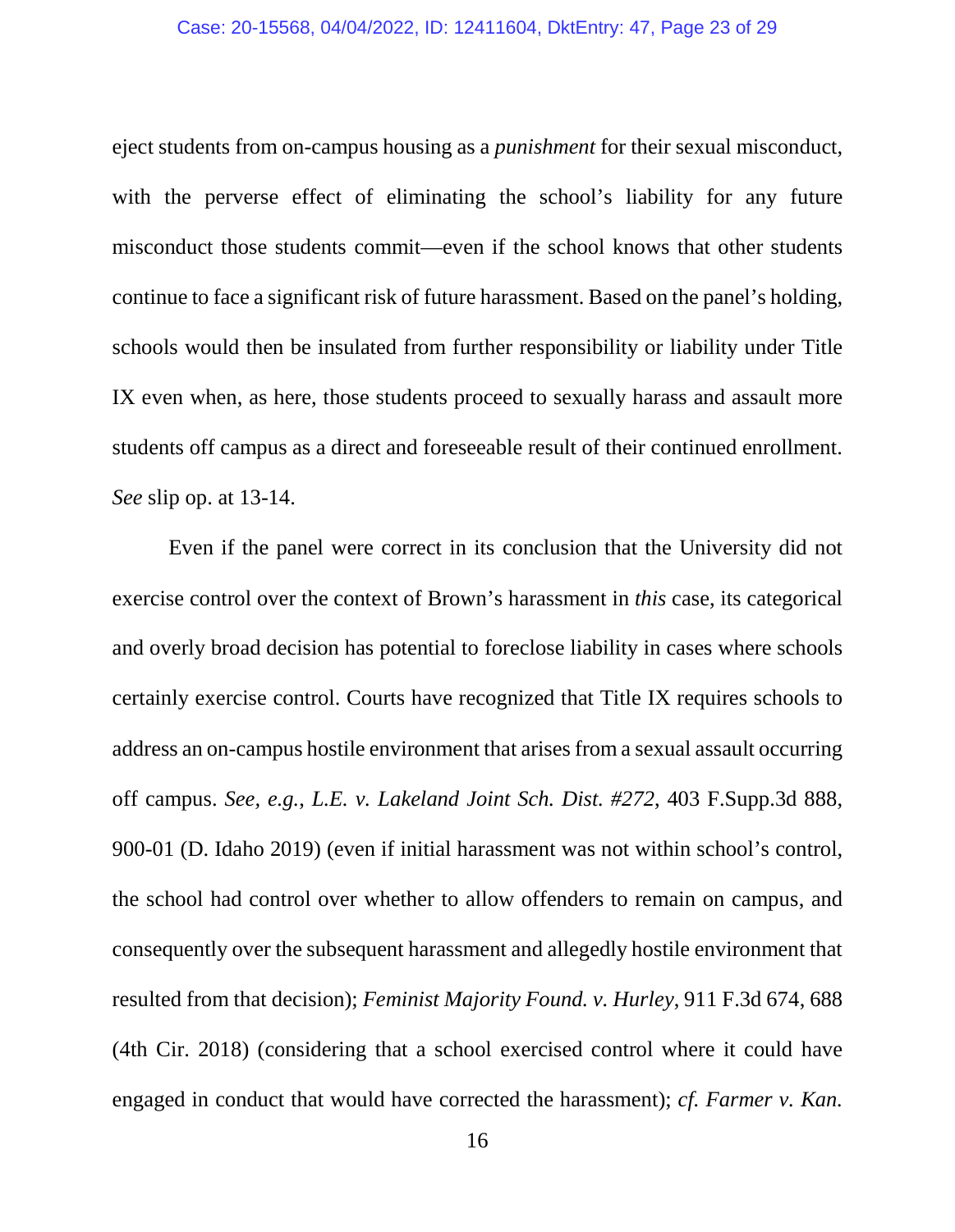eject students from on-campus housing as a *punishment* for their sexual misconduct, with the perverse effect of eliminating the school's liability for any future misconduct those students commit—even if the school knows that other students continue to face a significant risk of future harassment. Based on the panel's holding, schools would then be insulated from further responsibility or liability under Title IX even when, as here, those students proceed to sexually harass and assault more students off campus as a direct and foreseeable result of their continued enrollment. *See* slip op. at 13-14.

Even if the panel were correct in its conclusion that the University did not exercise control over the context of Brown's harassment in *this* case, its categorical and overly broad decision has potential to foreclose liability in cases where schools certainly exercise control. Courts have recognized that Title IX requires schools to address an on-campus hostile environment that arises from a sexual assault occurring off campus. *See, e.g., L.E. v. Lakeland Joint Sch. Dist. #272*, 403 F.Supp.3d 888, 900-01 (D. Idaho 2019) (even if initial harassment was not within school's control, the school had control over whether to allow offenders to remain on campus, and consequently over the subsequent harassment and allegedly hostile environment that resulted from that decision); *Feminist Majority Found. v. Hurley*, 911 F.3d 674, 688 (4th Cir. 2018) (considering that a school exercised control where it could have engaged in conduct that would have corrected the harassment); *cf. Farmer v. Kan.*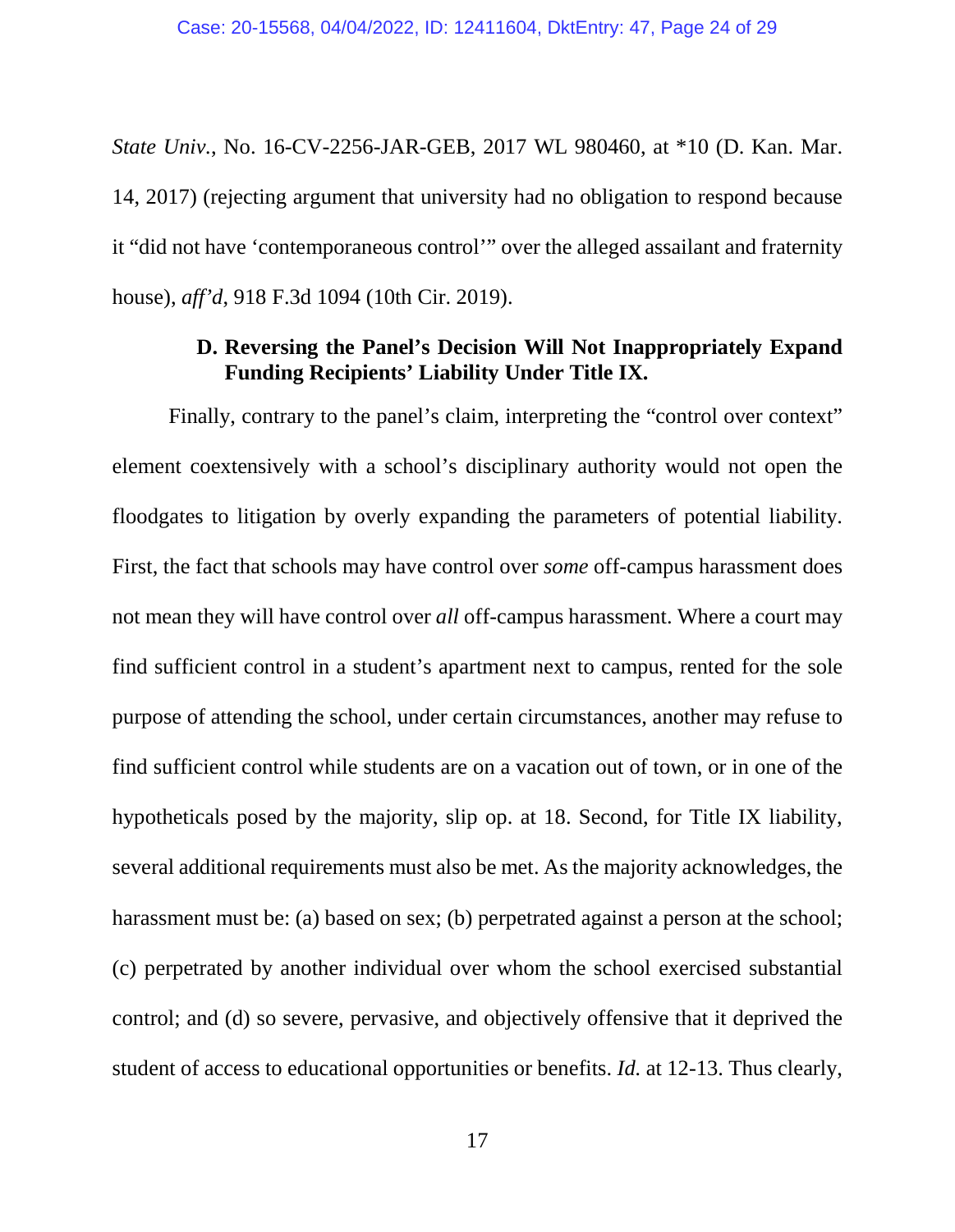*State Univ.*, No. 16-CV-2256-JAR-GEB, 2017 WL 980460, at *10 (D. Kan. Mar. 14, 2017) (rejecting argument that university had no obligation to respond because it "did not have 'contemporaneous control'" over the alleged assailant and fraternity house), *aff'd*, 918 F.3d 1094 (10th Cir. 2019).

### D. Reversing the Panel's Decision Will Not Inappropriately Expand Funding Recipients' Liability Under Title IX.

Finally, contrary to the panel's claim, interpreting the "control over context" element coextensively with a school's disciplinary authority would not open the floodgates to litigation by overly expanding the parameters of potential liability. First, the fact that schools may have control over *some* off-campus harassment does not mean they will have control over *all* off-campus harassment. Where a court may find sufficient control in a student's apartment next to campus, rented for the sole purpose of attending the school, under certain circumstances, another may refuse to find sufficient control while students are on a vacation out of town, or in one of the hypotheticals posed by the majority, slip op. at 18. Second, for Title IX liability, several additional requirements must also be met. As the majority acknowledges, the harassment must be: (a) based on sex; (b) perpetrated against a person at the school; (c) perpetrated by another individual over whom the school exercised substantial control; and (d) so severe, pervasive, and objectively offensive that it deprived the student of access to educational opportunities or benefits. *Id.* at 12-13. Thus clearly,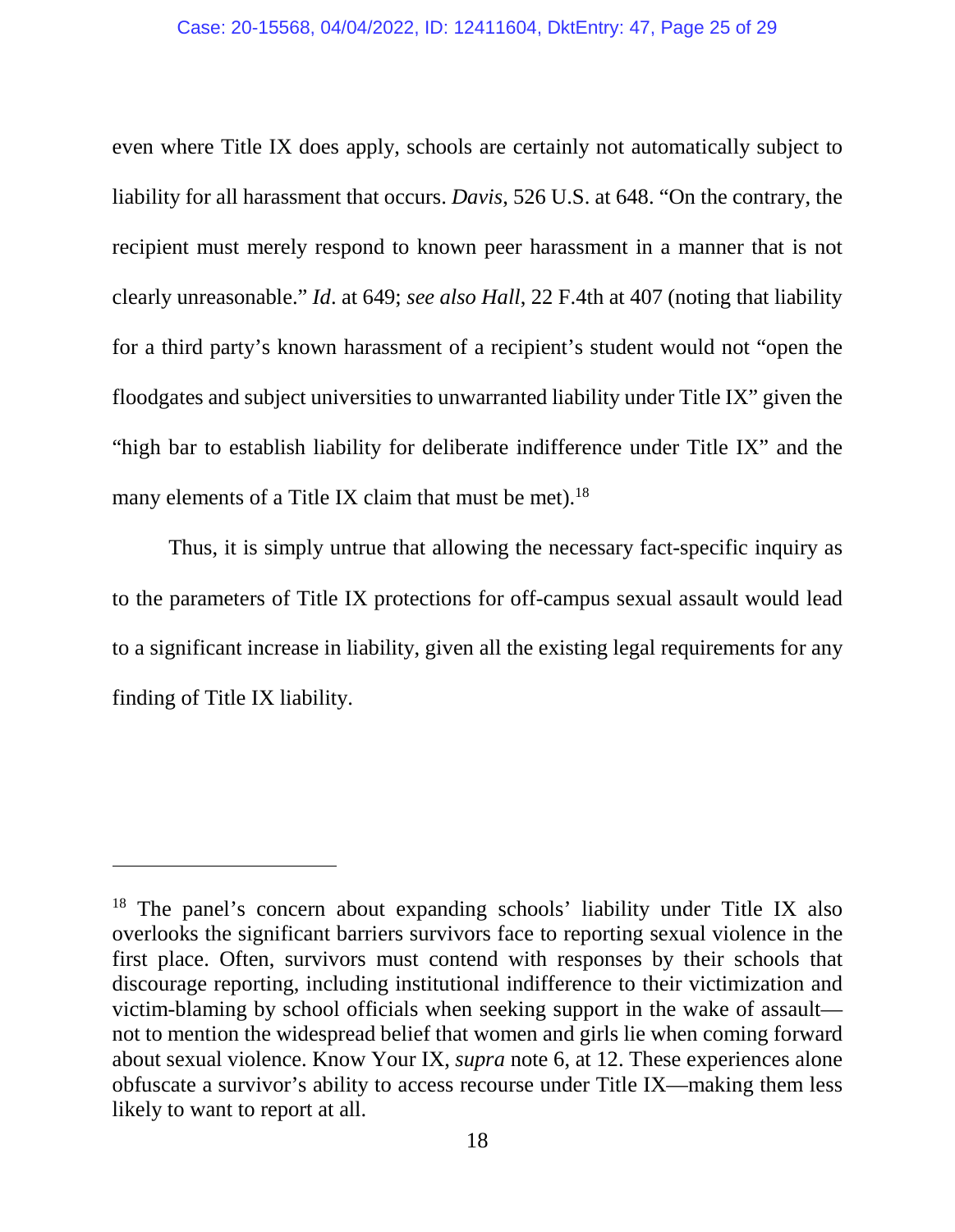even where Title IX does apply, schools are certainly not automatically subject to liability for all harassment that occurs. *Davis,* 526 U.S. at 648. "On the contrary, the recipient must merely respond to known peer harassment in a manner that is not clearly unreasonable." *Id*. at 649; *see also Hall*, 22 F.4th at 407 (noting that liability for a third party's known harassment of a recipient's student would not "open the floodgates and subject universities to unwarranted liability under Title IX" given the "high bar to establish liability for deliberate indifference under Title IX" and the many elements of a Title IX claim that must be met).[18]

Thus, it is simply untrue that allowing the necessary fact-specific inquiry as to the parameters of Title IX protections for off-campus sexual assault would lead to a significant increase in liability, given all the existing legal requirements for any finding of Title IX liability.

---

[18] The panel's concern about expanding schools' liability under Title IX also overlooks the significant barriers survivors face to reporting sexual violence in the first place. Often, survivors must contend with responses by their schools that discourage reporting, including institutional indifference to their victimization and victim-blaming by school officials when seeking support in the wake of assault—not to mention the widespread belief that women and girls lie when coming forward about sexual violence. Know Your IX, *supra* note 6, at 12. These experiences alone obfuscate a survivor's ability to access recourse under Title IX—making them less likely to want to report at all.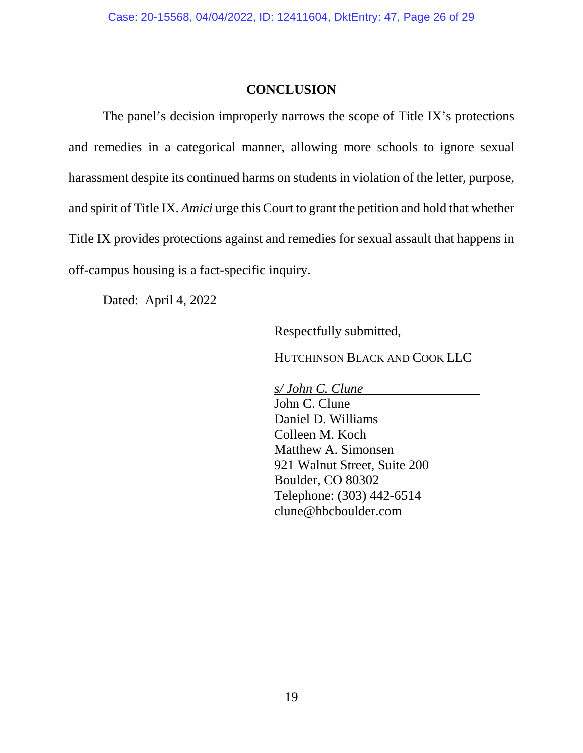## CONCLUSION

The panel's decision improperly narrows the scope of Title IX's protections and remedies in a categorical manner, allowing more schools to ignore sexual harassment despite its continued harms on students in violation of the letter, purpose, and spirit of Title IX. *Amici* urge this Court to grant the petition and hold that whether Title IX provides protections against and remedies for sexual assault that happens in off-campus housing is a fact-specific inquiry.

Dated: April 4, 2022

Respectfully submitted,

HUTCHINSON BLACK AND COOK LLC

*s/ John C. Clune*
John C. Clune
Daniel D. Williams
Colleen M. Koch
Matthew A. Simonsen
921 Walnut Street, Suite 200
Boulder, CO 80302
Telephone: (303) 442-6514
clune@hbcboulder.com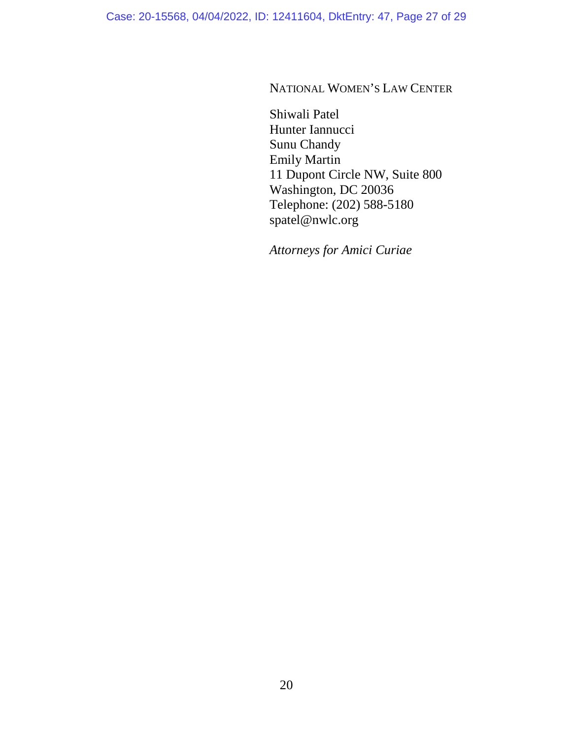NATIONAL WOMEN'S LAW CENTER

Shiwali Patel
Hunter Iannucci
Sunu Chandy
Emily Martin
11 Dupont Circle NW, Suite 800
Washington, DC 20036
Telephone: (202) 588-5180
spatel@nwlc.org

*Attorneys for Amici Curiae*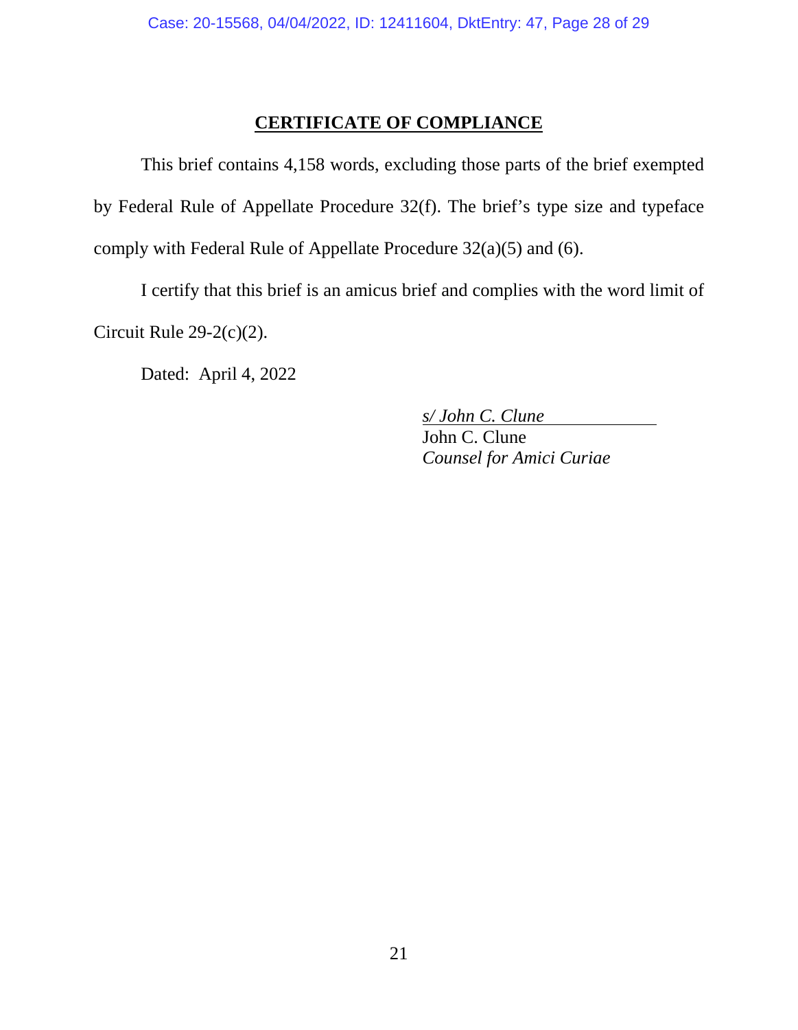# CERTIFICATE OF COMPLIANCE

This brief contains 4,158 words, excluding those parts of the brief exempted by Federal Rule of Appellate Procedure 32(f). The brief's type size and typeface comply with Federal Rule of Appellate Procedure 32(a)(5) and (6).

I certify that this brief is an amicus brief and complies with the word limit of Circuit Rule 29-2(c)(2).

Dated: April 4, 2022

*s/ John C. Clune*
John C. Clune
*Counsel for Amici Curiae*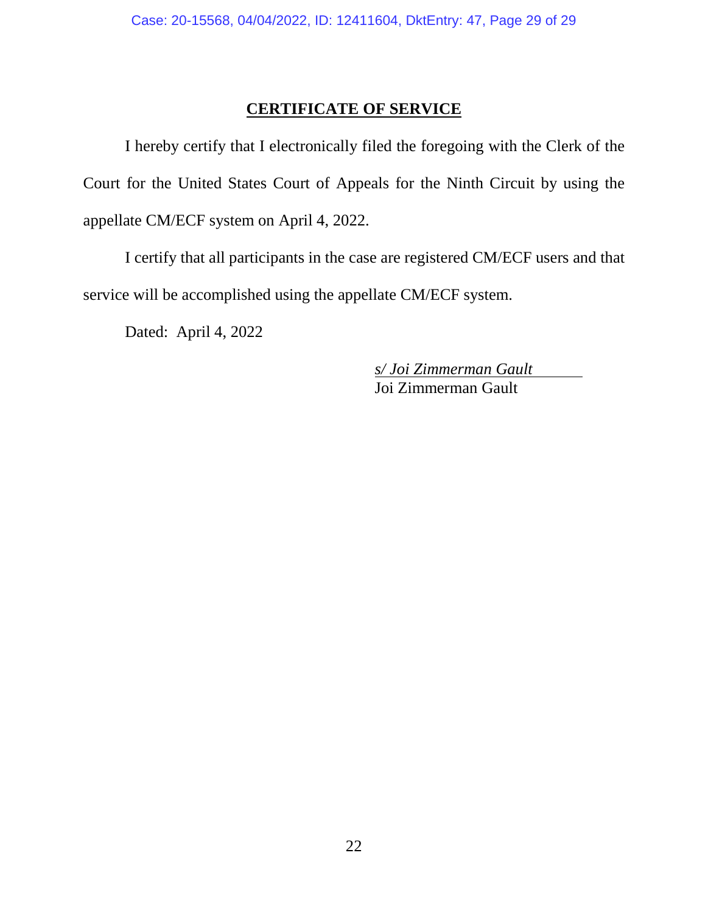## CERTIFICATE OF SERVICE

I hereby certify that I electronically filed the foregoing with the Clerk of the Court for the United States Court of Appeals for the Ninth Circuit by using the appellate CM/ECF system on April 4, 2022.

I certify that all participants in the case are registered CM/ECF users and that service will be accomplished using the appellate CM/ECF system.

Dated: April 4, 2022

*s/ Joi Zimmerman Gault*
Joi Zimmerman Gault